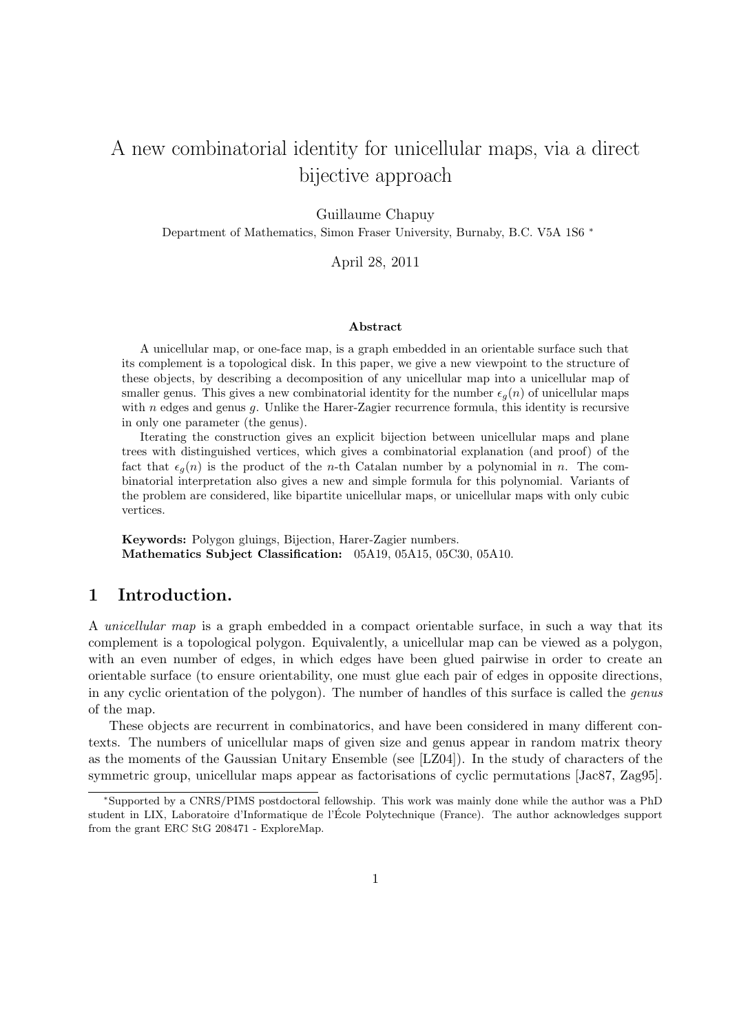# A new combinatorial identity for unicellular maps, via a direct bijective approach

Guillaume Chapuy

Department of Mathematics, Simon Fraser University, Burnaby, B.C. V5A 1S6 *

April 28, 2011

### Abstract

A unicellular map, or one-face map, is a graph embedded in an orientable surface such that its complement is a topological disk. In this paper, we give a new viewpoint to the structure of these objects, by describing a decomposition of any unicellular map into a unicellular map of smaller genus. This gives a new combinatorial identity for the number $\epsilon_g(n)$ of unicellular maps with $n$ edges and genus $g$. Unlike the Harer-Zagier recurrence formula, this identity is recursive in only one parameter (the genus).

Iterating the construction gives an explicit bijection between unicellular maps and plane trees with distinguished vertices, which gives a combinatorial explanation (and proof) of the fact that $\epsilon_g(n)$ is the product of the $n$-th Catalan number by a polynomial in $n$. The combinatorial interpretation also gives a new and simple formula for this polynomial. Variants of the problem are considered, like bipartite unicellular maps, or unicellular maps with only cubic vertices.

**Keywords:** Polygon gluings, Bijection, Harer-Zagier numbers.
**Mathematics Subject Classification:** 05A19, 05A15, 05C30, 05A10.

## 1 Introduction.

A *unicellular map* is a graph embedded in a compact orientable surface, in such a way that its complement is a topological polygon. Equivalently, a unicellular map can be viewed as a polygon, with an even number of edges, in which edges have been glued pairwise in order to create an orientable surface (to ensure orientability, one must glue each pair of edges in opposite directions, in any cyclic orientation of the polygon). The number of handles of this surface is called the *genus* of the map.

These objects are recurrent in combinatorics, and have been considered in many different contexts. The numbers of unicellular maps of given size and genus appear in random matrix theory as the moments of the Gaussian Unitary Ensemble (see [LZ04]). In the study of characters of the symmetric group, unicellular maps appear as factorisations of cyclic permutations [Jac87, Zag95].

---

*Supported by a CNRS/PIMS postdoctoral fellowship. This work was mainly done while the author was a PhD student in LIX, Laboratoire d'Informatique de l'École Polytechnique (France). The author acknowledges support from the grant ERC StG 208471 - ExploreMap.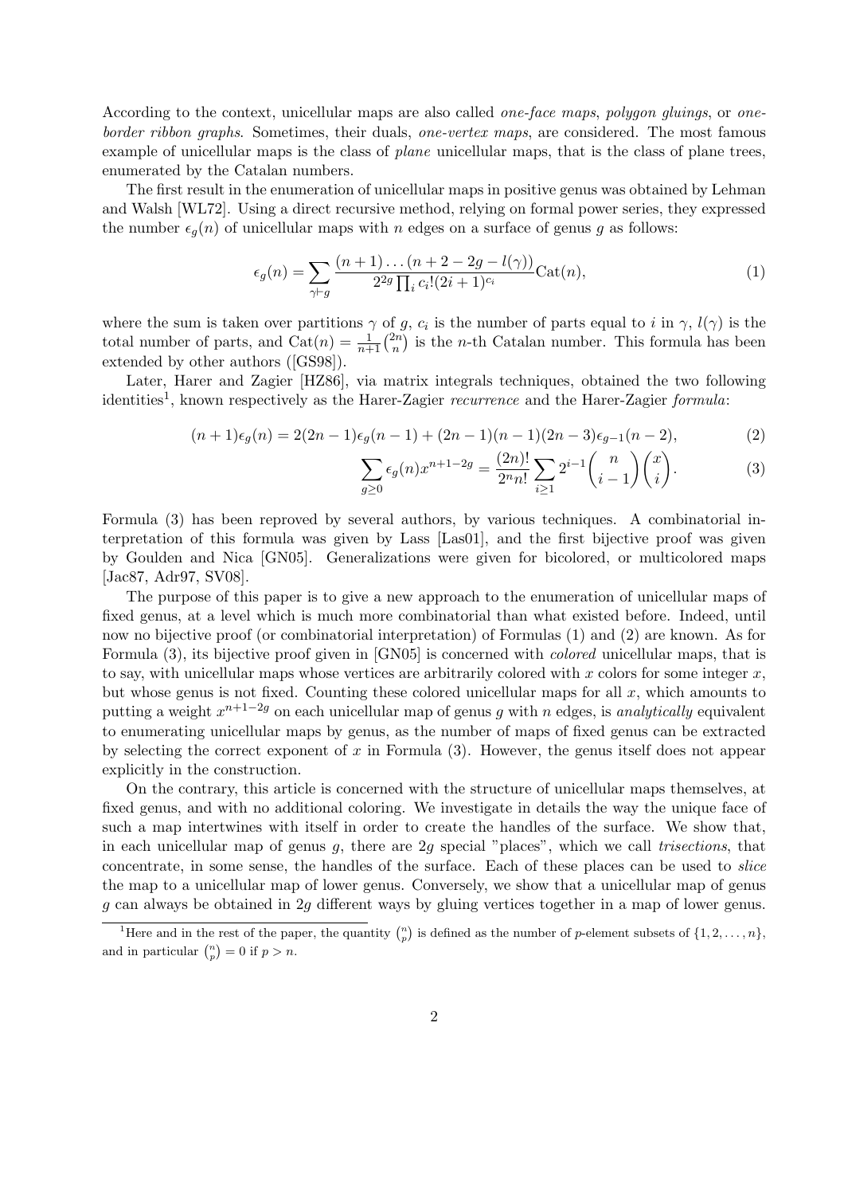According to the context, unicellular maps are also called *one-face maps*, *polygon gluings*, or *one-border ribbon graphs*. Sometimes, their duals, *one-vertex maps*, are considered. The most famous example of unicellular maps is the class of *plane* unicellular maps, that is the class of plane trees, enumerated by the Catalan numbers.

The first result in the enumeration of unicellular maps in positive genus was obtained by Lehman and Walsh [WL72]. Using a direct recursive method, relying on formal power series, they expressed the number $\epsilon_g(n)$ of unicellular maps with $n$ edges on a surface of genus $g$ as follows:

$$\epsilon_g(n) = \sum_{\gamma \vdash g} \frac{(n+1)\dots(n+2-2g-l(\gamma))}{2^{2g}\prod_i c_i!(2i+1)^{c_i}} \mathrm{Cat}(n), \tag{1}$$

where the sum is taken over partitions $\gamma$ of $g$, $c_i$ is the number of parts equal to $i$ in $\gamma$, $l(\gamma)$ is the total number of parts, and $\mathrm{Cat}(n) = \frac{1}{n+1}\binom{2n}{n}$ is the $n$-th Catalan number. This formula has been extended by other authors ([GS98]).

Later, Harer and Zagier [HZ86], via matrix integrals techniques, obtained the two following identities[1], known respectively as the Harer-Zagier *recurrence* and the Harer-Zagier *formula*:

$$(n+1)\epsilon_g(n) = 2(2n-1)\epsilon_g(n-1) + (2n-1)(n-1)(2n-3)\epsilon_{g-1}(n-2), \tag{2}$$

$$\sum_{g\geq 0} \epsilon_g(n) x^{n+1-2g} = \frac{(2n)!}{2^n n!} \sum_{i\geq 1} 2^{i-1}\binom{n}{i-1}\binom{x}{i}. \tag{3}$$

Formula (3) has been reproved by several authors, by various techniques. A combinatorial interpretation of this formula was given by Lass [Las01], and the first bijective proof was given by Goulden and Nica [GN05]. Generalizations were given for bicolored, or multicolored maps [Jac87, Adr97, SV08].

The purpose of this paper is to give a new approach to the enumeration of unicellular maps of fixed genus, at a level which is much more combinatorial than what existed before. Indeed, until now no bijective proof (or combinatorial interpretation) of Formulas (1) and (2) are known. As for Formula (3), its bijective proof given in [GN05] is concerned with *colored* unicellular maps, that is to say, with unicellular maps whose vertices are arbitrarily colored with $x$ colors for some integer $x$, but whose genus is not fixed. Counting these colored unicellular maps for all $x$, which amounts to putting a weight $x^{n+1-2g}$ on each unicellular map of genus $g$ with $n$ edges, is *analytically* equivalent to enumerating unicellular maps by genus, as the number of maps of fixed genus can be extracted by selecting the correct exponent of $x$ in Formula (3). However, the genus itself does not appear explicitly in the construction.

On the contrary, this article is concerned with the structure of unicellular maps themselves, at fixed genus, and with no additional coloring. We investigate in details the way the unique face of such a map intertwines with itself in order to create the handles of the surface. We show that, in each unicellular map of genus $g$, there are $2g$ special "places", which we call *trisections*, that concentrate, in some sense, the handles of the surface. Each of these places can be used to *slice* the map to a unicellular map of lower genus. Conversely, we show that a unicellular map of genus $g$ can always be obtained in $2g$ different ways by gluing vertices together in a map of lower genus.

[1]Here and in the rest of the paper, the quantity $\binom{n}{p}$ is defined as the number of $p$-element subsets of $\{1, 2, \dots, n\}$, and in particular $\binom{n}{p} = 0$ if $p > n$.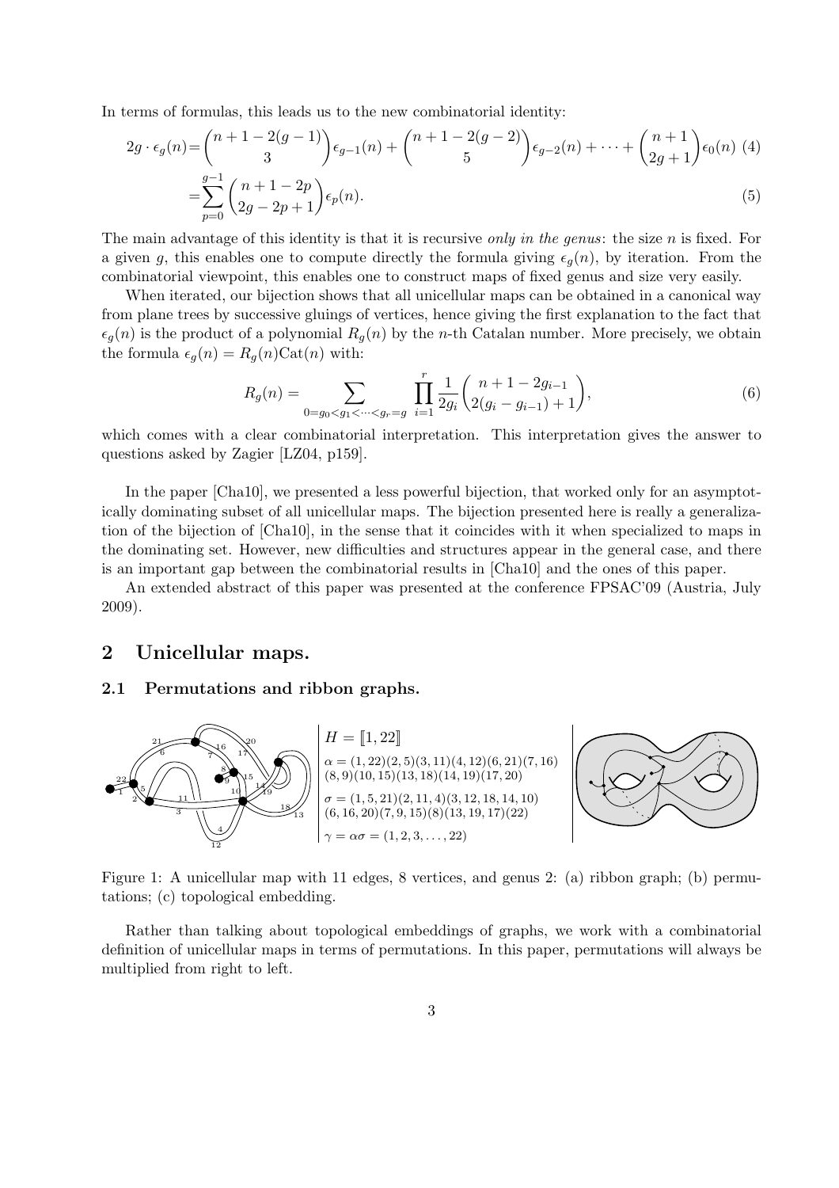In terms of formulas, this leads us to the new combinatorial identity:

$$2g \cdot \epsilon_g(n) = \binom{n+1-2(g-1)}{3}\epsilon_{g-1}(n) + \binom{n+1-2(g-2)}{5}\epsilon_{g-2}(n) + \cdots + \binom{n+1}{2g+1}\epsilon_0(n) \quad (4)$$

$$= \sum_{p=0}^{g-1} \binom{n+1-2p}{2g-2p+1}\epsilon_p(n). \quad (5)$$

The main advantage of this identity is that it is recursive *only in the genus*: the size $n$ is fixed. For a given $g$, this enables one to compute directly the formula giving $\epsilon_g(n)$, by iteration. From the combinatorial viewpoint, this enables one to construct maps of fixed genus and size very easily.

When iterated, our bijection shows that all unicellular maps can be obtained in a canonical way from plane trees by successive gluings of vertices, hence giving the first explanation to the fact that $\epsilon_g(n)$ is the product of a polynomial $R_g(n)$ by the $n$-th Catalan number. More precisely, we obtain the formula $\epsilon_g(n) = R_g(n)\mathrm{Cat}(n)$ with:

$$R_g(n) = \sum_{0=g_0<g_1<\cdots<g_r=g} \prod_{i=1}^{r} \frac{1}{2g_i}\binom{n+1-2g_{i-1}}{2(g_i-g_{i-1})+1}, \quad (6)$$

which comes with a clear combinatorial interpretation. This interpretation gives the answer to questions asked by Zagier [LZ04, p159].

In the paper [Cha10], we presented a less powerful bijection, that worked only for an asymptotically dominating subset of all unicellular maps. The bijection presented here is really a generalization of the bijection of [Cha10], in the sense that it coincides with it when specialized to maps in the dominating set. However, new difficulties and structures appear in the general case, and there is an important gap between the combinatorial results in [Cha10] and the ones of this paper.

An extended abstract of this paper was presented at the conference FPSAC'09 (Austria, July 2009).

## 2 Unicellular maps.

### 2.1 Permutations and ribbon graphs.

$H = [\![1, 22]\!]$

$\alpha = (1,22)(2,5)(3,11)(4,12)(6,21)(7,16)(8,9)(10,15)(13,18)(14,19)(17,20)$

$\sigma = (1,5,21)(2,11,4)(3,12,18,14,10)(6,16,20)(7,9,15)(8)(13,19,17)(22)$

$\gamma = \alpha\sigma = (1,2,3,\ldots,22)$

Figure 1: A unicellular map with 11 edges, 8 vertices, and genus 2: (a) ribbon graph; (b) permutations; (c) topological embedding.

Rather than talking about topological embeddings of graphs, we work with a combinatorial definition of unicellular maps in terms of permutations. In this paper, permutations will always be multiplied from right to left.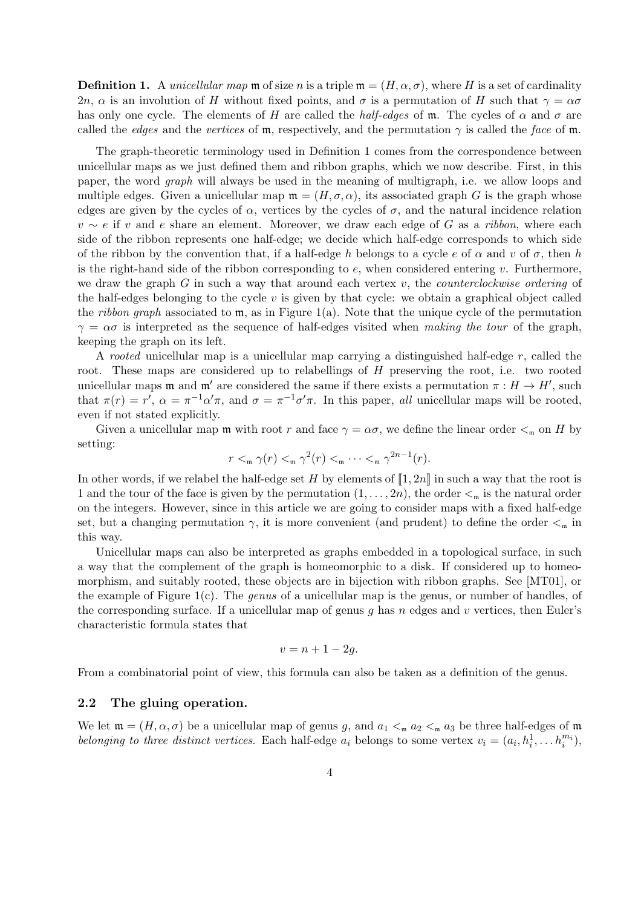**Definition 1.** A *unicellular map* $\mathfrak{m}$ of size $n$ is a triple $\mathfrak{m} = (H, \alpha, \sigma)$, where $H$ is a set of cardinality $2n$, $\alpha$ is an involution of $H$ without fixed points, and $\sigma$ is a permutation of $H$ such that $\gamma = \alpha\sigma$ has only one cycle. The elements of $H$ are called the *half-edges* of $\mathfrak{m}$. The cycles of $\alpha$ and $\sigma$ are called the *edges* and the *vertices* of $\mathfrak{m}$, respectively, and the permutation $\gamma$ is called the *face* of $\mathfrak{m}$.

The graph-theoretic terminology used in Definition 1 comes from the correspondence between unicellular maps as we just defined them and ribbon graphs, which we now describe. First, in this paper, the word *graph* will always be used in the meaning of multigraph, i.e. we allow loops and multiple edges. Given a unicellular map $\mathfrak{m} = (H, \sigma, \alpha)$, its associated graph $G$ is the graph whose edges are given by the cycles of $\alpha$, vertices by the cycles of $\sigma$, and the natural incidence relation $v \sim e$ if $v$ and $e$ share an element. Moreover, we draw each edge of $G$ as a *ribbon*, where each side of the ribbon represents one half-edge; we decide which half-edge corresponds to which side of the ribbon by the convention that, if a half-edge $h$ belongs to a cycle $e$ of $\alpha$ and $v$ of $\sigma$, then $h$ is the right-hand side of the ribbon corresponding to $e$, when considered entering $v$. Furthermore, we draw the graph $G$ in such a way that around each vertex $v$, the *counterclockwise ordering* of the half-edges belonging to the cycle $v$ is given by that cycle: we obtain a graphical object called the *ribbon graph* associated to $\mathfrak{m}$, as in Figure 1(a). Note that the unique cycle of the permutation $\gamma = \alpha\sigma$ is interpreted as the sequence of half-edges visited when *making the tour* of the graph, keeping the graph on its left.

A *rooted* unicellular map is a unicellular map carrying a distinguished half-edge $r$, called the root. These maps are considered up to relabellings of $H$ preserving the root, i.e. two rooted unicellular maps $\mathfrak{m}$ and $\mathfrak{m}'$ are considered the same if there exists a permutation $\pi : H \to H'$, such that $\pi(r) = r'$, $\alpha = \pi^{-1}\alpha'\pi$, and $\sigma = \pi^{-1}\sigma'\pi$. In this paper, *all* unicellular maps will be rooted, even if not stated explicitly.

Given a unicellular map $\mathfrak{m}$ with root $r$ and face $\gamma = \alpha\sigma$, we define the linear order $<_\mathfrak{m}$ on $H$ by setting:

$$r <_\mathfrak{m} \gamma(r) <_\mathfrak{m} \gamma^2(r) <_\mathfrak{m} \cdots <_\mathfrak{m} \gamma^{2n-1}(r).$$

In other words, if we relabel the half-edge set $H$ by elements of $[\![1, 2n]\!]$ in such a way that the root is 1 and the tour of the face is given by the permutation $(1, \ldots, 2n)$, the order $<_\mathfrak{m}$ is the natural order on the integers. However, since in this article we are going to consider maps with a fixed half-edge set, but a changing permutation $\gamma$, it is more convenient (and prudent) to define the order $<_\mathfrak{m}$ in this way.

Unicellular maps can also be interpreted as graphs embedded in a topological surface, in such a way that the complement of the graph is homeomorphic to a disk. If considered up to homeomorphism, and suitably rooted, these objects are in bijection with ribbon graphs. See [MT01], or the example of Figure 1(c). The *genus* of a unicellular map is the genus, or number of handles, of the corresponding surface. If a unicellular map of genus $g$ has $n$ edges and $v$ vertices, then Euler's characteristic formula states that

$$v = n + 1 - 2g.$$

From a combinatorial point of view, this formula can also be taken as a definition of the genus.

### 2.2 The gluing operation.

We let $\mathfrak{m} = (H, \alpha, \sigma)$ be a unicellular map of genus $g$, and $a_1 <_\mathfrak{m} a_2 <_\mathfrak{m} a_3$ be three half-edges of $\mathfrak{m}$ *belonging to three distinct vertices*. Each half-edge $a_i$ belongs to some vertex $v_i = (a_i, h_i^1, \ldots h_i^{m_i})$,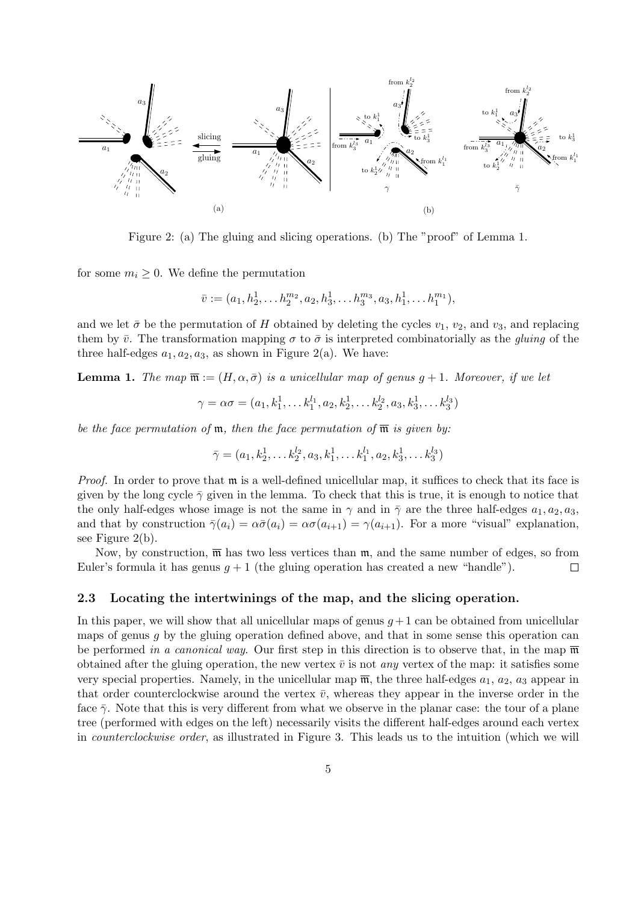Figure 2: (a) The gluing and slicing operations. (b) The "proof" of Lemma 1.

for some $m_i \geq 0$. We define the permutation

$$\bar{v} := (a_1, h_2^1, \dots h_2^{m_2}, a_2, h_3^1, \dots h_3^{m_3}, a_3, h_1^1, \dots h_1^{m_1}),$$

and we let $\bar{\sigma}$ be the permutation of $H$ obtained by deleting the cycles $v_1$, $v_2$, and $v_3$, and replacing them by $\bar{v}$. The transformation mapping $\sigma$ to $\bar{\sigma}$ is interpreted combinatorially as the *gluing* of the three half-edges $a_1, a_2, a_3$, as shown in Figure 2(a). We have:

**Lemma 1.** *The map $\overline{\mathfrak{m}} := (H, \alpha, \bar{\sigma})$ is a unicellular map of genus $g+1$. Moreover, if we let*

$$\gamma = \alpha\sigma = (a_1, k_1^1, \dots k_1^{l_1}, a_2, k_2^1, \dots k_2^{l_2}, a_3, k_3^1, \dots k_3^{l_3})$$

*be the face permutation of $\mathfrak{m}$, then the face permutation of $\overline{\mathfrak{m}}$ is given by:*

$$\bar{\gamma} = (a_1, k_2^1, \dots k_2^{l_2}, a_3, k_1^1, \dots k_1^{l_1}, a_2, k_3^1, \dots k_3^{l_3})$$

*Proof.* In order to prove that $\mathfrak{m}$ is a well-defined unicellular map, it suffices to check that its face is given by the long cycle $\bar{\gamma}$ given in the lemma. To check that this is true, it is enough to notice that the only half-edges whose image is not the same in $\gamma$ and in $\bar{\gamma}$ are the three half-edges $a_1, a_2, a_3$, and that by construction $\bar{\gamma}(a_i) = \alpha\bar{\sigma}(a_i) = \alpha\sigma(a_{i+1}) = \gamma(a_{i+1})$. For a more "visual" explanation, see Figure 2(b).

Now, by construction, $\overline{\mathfrak{m}}$ has two less vertices than $\mathfrak{m}$, and the same number of edges, so from Euler's formula it has genus $g+1$ (the gluing operation has created a new "handle"). $\square$

### 2.3 Locating the intertwinings of the map, and the slicing operation.

In this paper, we will show that all unicellular maps of genus $g+1$ can be obtained from unicellular maps of genus $g$ by the gluing operation defined above, and that in some sense this operation can be performed *in a canonical way*. Our first step in this direction is to observe that, in the map $\overline{\mathfrak{m}}$ obtained after the gluing operation, the new vertex $\bar{v}$ is not *any* vertex of the map: it satisfies some very special properties. Namely, in the unicellular map $\overline{\mathfrak{m}}$, the three half-edges $a_1$, $a_2$, $a_3$ appear in that order counterclockwise around the vertex $\bar{v}$, whereas they appear in the inverse order in the face $\bar{\gamma}$. Note that this is very different from what we observe in the planar case: the tour of a plane tree (performed with edges on the left) necessarily visits the different half-edges around each vertex in *counterclockwise order*, as illustrated in Figure 3. This leads us to the intuition (which we will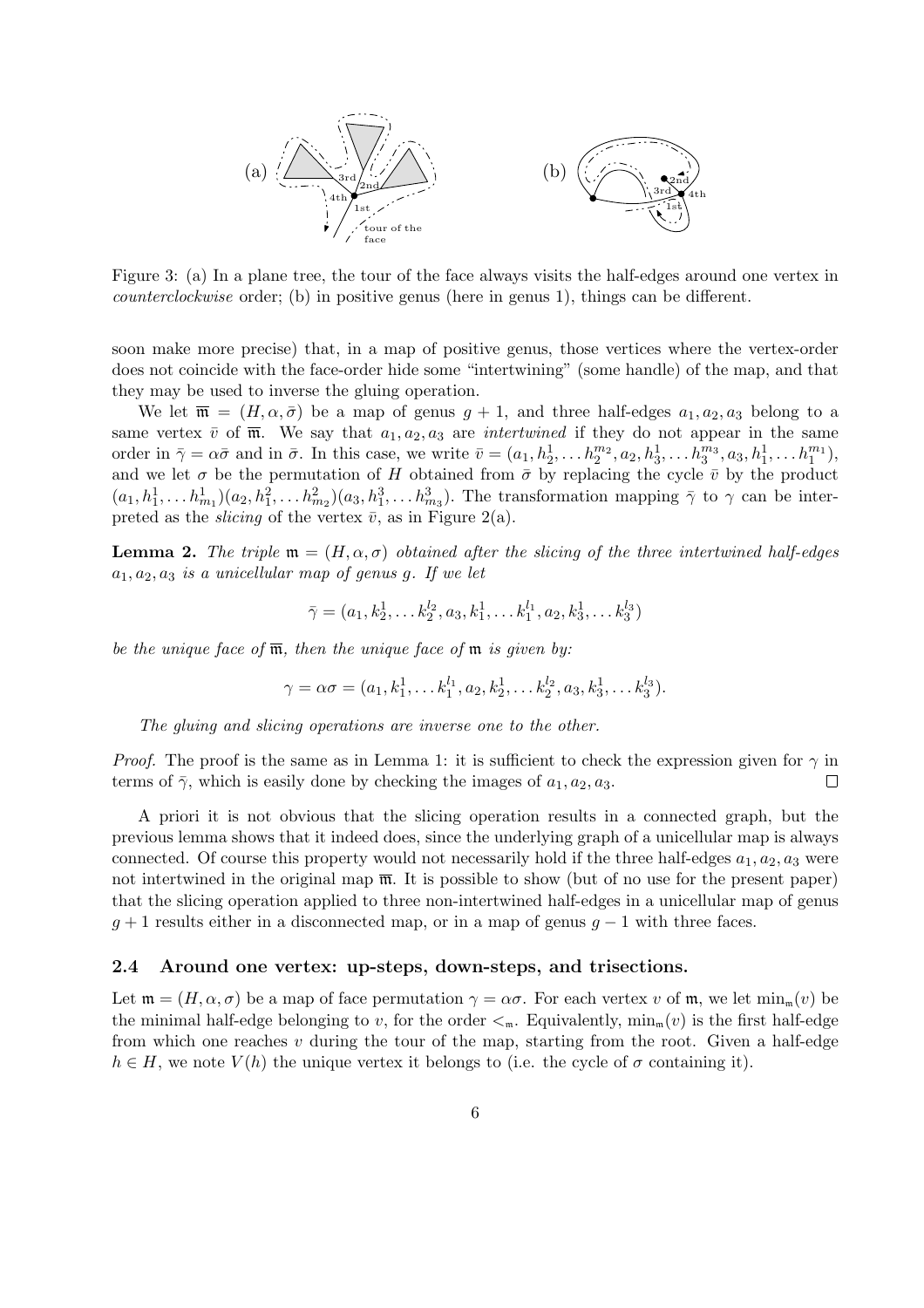Figure 3: (a) In a plane tree, the tour of the face always visits the half-edges around one vertex in *counterclockwise* order; (b) in positive genus (here in genus 1), things can be different.

soon make more precise) that, in a map of positive genus, those vertices where the vertex-order does not coincide with the face-order hide some "intertwining" (some handle) of the map, and that they may be used to inverse the gluing operation.

We let $\overline{\mathfrak{m}} = (H, \alpha, \bar{\sigma})$ be a map of genus $g+1$, and three half-edges $a_1, a_2, a_3$ belong to a same vertex $\bar{v}$ of $\overline{\mathfrak{m}}$. We say that $a_1, a_2, a_3$ are *intertwined* if they do not appear in the same order in $\bar{\gamma} = \alpha\bar{\sigma}$ and in $\bar{\sigma}$. In this case, we write $\bar{v} = (a_1, h_2^1, \dots h_2^{m_2}, a_2, h_3^1, \dots h_3^{m_3}, a_3, h_1^1, \dots h_1^{m_1})$, and we let $\sigma$ be the permutation of $H$ obtained from $\bar{\sigma}$ by replacing the cycle $\bar{v}$ by the product $(a_1, h_1^1, \dots h_{m_1}^1)(a_2, h_1^2, \dots h_{m_2}^2)(a_3, h_1^3, \dots h_{m_3}^3)$. The transformation mapping $\bar{\gamma}$ to $\gamma$ can be interpreted as the *slicing* of the vertex $\bar{v}$, as in Figure 2(a).

**Lemma 2.** *The triple $\mathfrak{m} = (H, \alpha, \sigma)$ obtained after the slicing of the three intertwined half-edges $a_1, a_2, a_3$ is a unicellular map of genus $g$. If we let*

$$\bar{\gamma} = (a_1, k_2^1, \dots k_2^{l_2}, a_3, k_1^1, \dots k_1^{l_1}, a_2, k_3^1, \dots k_3^{l_3})$$

*be the unique face of $\overline{\mathfrak{m}}$, then the unique face of $\mathfrak{m}$ is given by:*

$$\gamma = \alpha\sigma = (a_1, k_1^1, \dots k_1^{l_1}, a_2, k_2^1, \dots k_2^{l_2}, a_3, k_3^1, \dots k_3^{l_3}).$$

*The gluing and slicing operations are inverse one to the other.*

*Proof.* The proof is the same as in Lemma 1: it is sufficient to check the expression given for $\gamma$ in terms of $\bar{\gamma}$, which is easily done by checking the images of $a_1, a_2, a_3$. $\square$

A priori it is not obvious that the slicing operation results in a connected graph, but the previous lemma shows that it indeed does, since the underlying graph of a unicellular map is always connected. Of course this property would not necessarily hold if the three half-edges $a_1, a_2, a_3$ were not intertwined in the original map $\overline{\mathfrak{m}}$. It is possible to show (but of no use for the present paper) that the slicing operation applied to three non-intertwined half-edges in a unicellular map of genus $g+1$ results either in a disconnected map, or in a map of genus $g-1$ with three faces.

### 2.4 Around one vertex: up-steps, down-steps, and trisections.

Let $\mathfrak{m} = (H, \alpha, \sigma)$ be a map of face permutation $\gamma = \alpha\sigma$. For each vertex $v$ of $\mathfrak{m}$, we let $\min_{\mathfrak{m}}(v)$ be the minimal half-edge belonging to $v$, for the order $<_{\mathfrak{m}}$. Equivalently, $\min_{\mathfrak{m}}(v)$ is the first half-edge from which one reaches $v$ during the tour of the map, starting from the root. Given a half-edge $h \in H$, we note $V(h)$ the unique vertex it belongs to (i.e. the cycle of $\sigma$ containing it).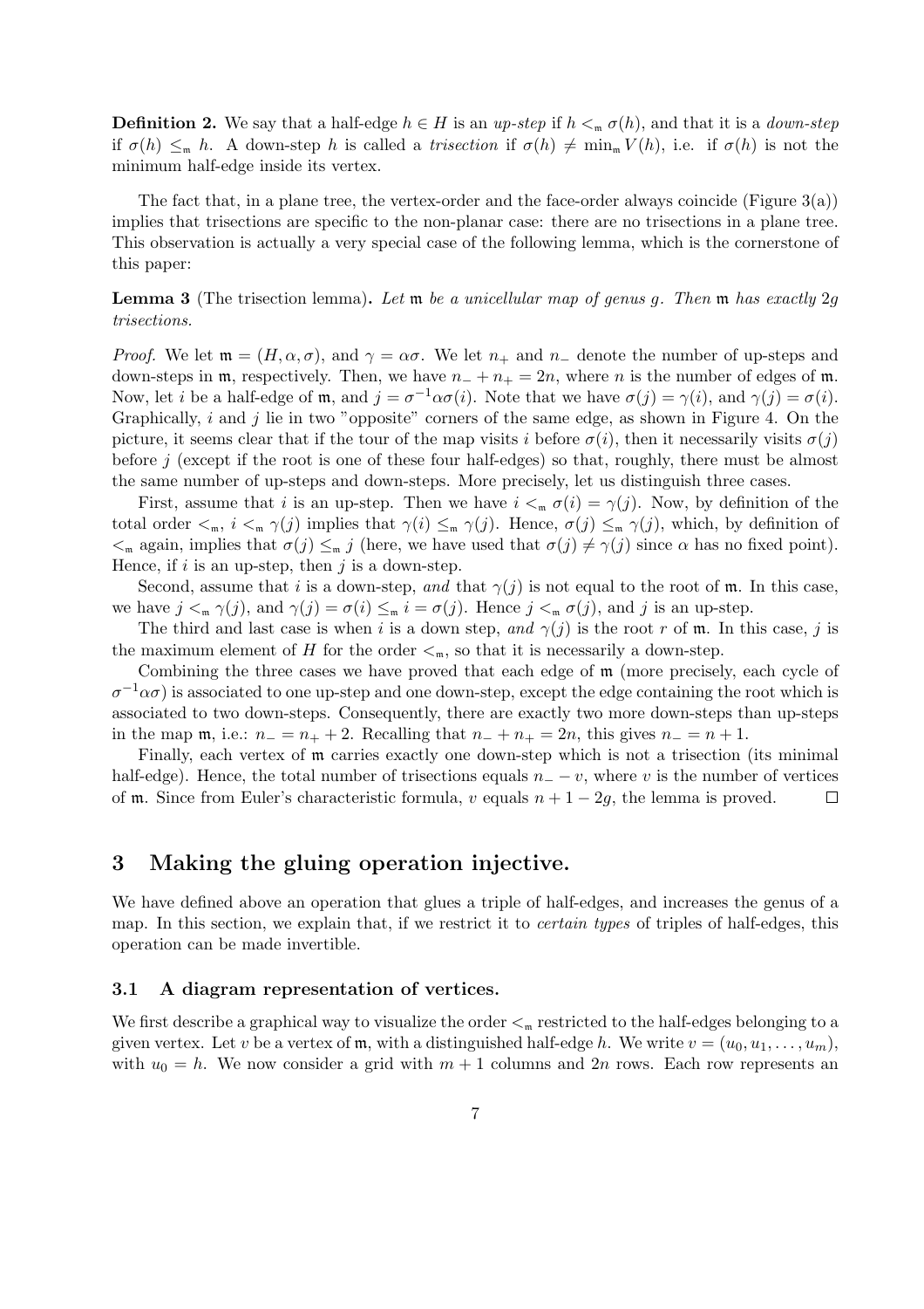**Definition 2.** We say that a half-edge $h \in H$ is an *up-step* if $h <_{\mathfrak{m}} \sigma(h)$, and that it is a *down-step* if $\sigma(h) \leq_{\mathfrak{m}} h$. A down-step $h$ is called a *trisection* if $\sigma(h) \neq \min_{\mathfrak{m}} V(h)$, i.e. if $\sigma(h)$ is not the minimum half-edge inside its vertex.

The fact that, in a plane tree, the vertex-order and the face-order always coincide (Figure 3(a)) implies that trisections are specific to the non-planar case: there are no trisections in a plane tree. This observation is actually a very special case of the following lemma, which is the cornerstone of this paper:

**Lemma 3** (The trisection lemma)**.** *Let* $\mathfrak{m}$ *be a unicellular map of genus* $g$*. Then* $\mathfrak{m}$ *has exactly* $2g$ *trisections.*

*Proof.* We let $\mathfrak{m} = (H, \alpha, \sigma)$, and $\gamma = \alpha\sigma$. We let $n_+$ and $n_-$ denote the number of up-steps and down-steps in $\mathfrak{m}$, respectively. Then, we have $n_- + n_+ = 2n$, where $n$ is the number of edges of $\mathfrak{m}$. Now, let $i$ be a half-edge of $\mathfrak{m}$, and $j = \sigma^{-1}\alpha\sigma(i)$. Note that we have $\sigma(j) = \gamma(i)$, and $\gamma(j) = \sigma(i)$. Graphically, $i$ and $j$ lie in two "opposite" corners of the same edge, as shown in Figure 4. On the picture, it seems clear that if the tour of the map visits $i$ before $\sigma(i)$, then it necessarily visits $\sigma(j)$ before $j$ (except if the root is one of these four half-edges) so that, roughly, there must be almost the same number of up-steps and down-steps. More precisely, let us distinguish three cases.

First, assume that $i$ is an up-step. Then we have $i <_{\mathfrak{m}} \sigma(i) = \gamma(j)$. Now, by definition of the total order $<_{\mathfrak{m}}$, $i <_{\mathfrak{m}} \gamma(j)$ implies that $\gamma(i) \leq_{\mathfrak{m}} \gamma(j)$. Hence, $\sigma(j) \leq_{\mathfrak{m}} \gamma(j)$, which, by definition of $<_{\mathfrak{m}}$ again, implies that $\sigma(j) \leq_{\mathfrak{m}} j$ (here, we have used that $\sigma(j) \neq \gamma(j)$ since $\alpha$ has no fixed point). Hence, if $i$ is an up-step, then $j$ is a down-step.

Second, assume that $i$ is a down-step, *and* that $\gamma(j)$ is not equal to the root of $\mathfrak{m}$. In this case, we have $j <_{\mathfrak{m}} \gamma(j)$, and $\gamma(j) = \sigma(i) \leq_{\mathfrak{m}} i = \sigma(j)$. Hence $j <_{\mathfrak{m}} \sigma(j)$, and $j$ is an up-step.

The third and last case is when $i$ is a down step, *and* $\gamma(j)$ is the root $r$ of $\mathfrak{m}$. In this case, $j$ is the maximum element of $H$ for the order $<_{\mathfrak{m}}$, so that it is necessarily a down-step.

Combining the three cases we have proved that each edge of $\mathfrak{m}$ (more precisely, each cycle of $\sigma^{-1}\alpha\sigma$) is associated to one up-step and one down-step, except the edge containing the root which is associated to two down-steps. Consequently, there are exactly two more down-steps than up-steps in the map $\mathfrak{m}$, i.e.: $n_- = n_+ + 2$. Recalling that $n_- + n_+ = 2n$, this gives $n_- = n + 1$.

Finally, each vertex of $\mathfrak{m}$ carries exactly one down-step which is not a trisection (its minimal half-edge). Hence, the total number of trisections equals $n_- - v$, where $v$ is the number of vertices of $\mathfrak{m}$. Since from Euler's characteristic formula, $v$ equals $n + 1 - 2g$, the lemma is proved. $\square$

# 3 Making the gluing operation injective.

We have defined above an operation that glues a triple of half-edges, and increases the genus of a map. In this section, we explain that, if we restrict it to *certain types* of triples of half-edges, this operation can be made invertible.

## 3.1 A diagram representation of vertices.

We first describe a graphical way to visualize the order $<_{\mathfrak{m}}$ restricted to the half-edges belonging to a given vertex. Let $v$ be a vertex of $\mathfrak{m}$, with a distinguished half-edge $h$. We write $v = (u_0, u_1, \ldots, u_m)$, with $u_0 = h$. We now consider a grid with $m + 1$ columns and $2n$ rows. Each row represents an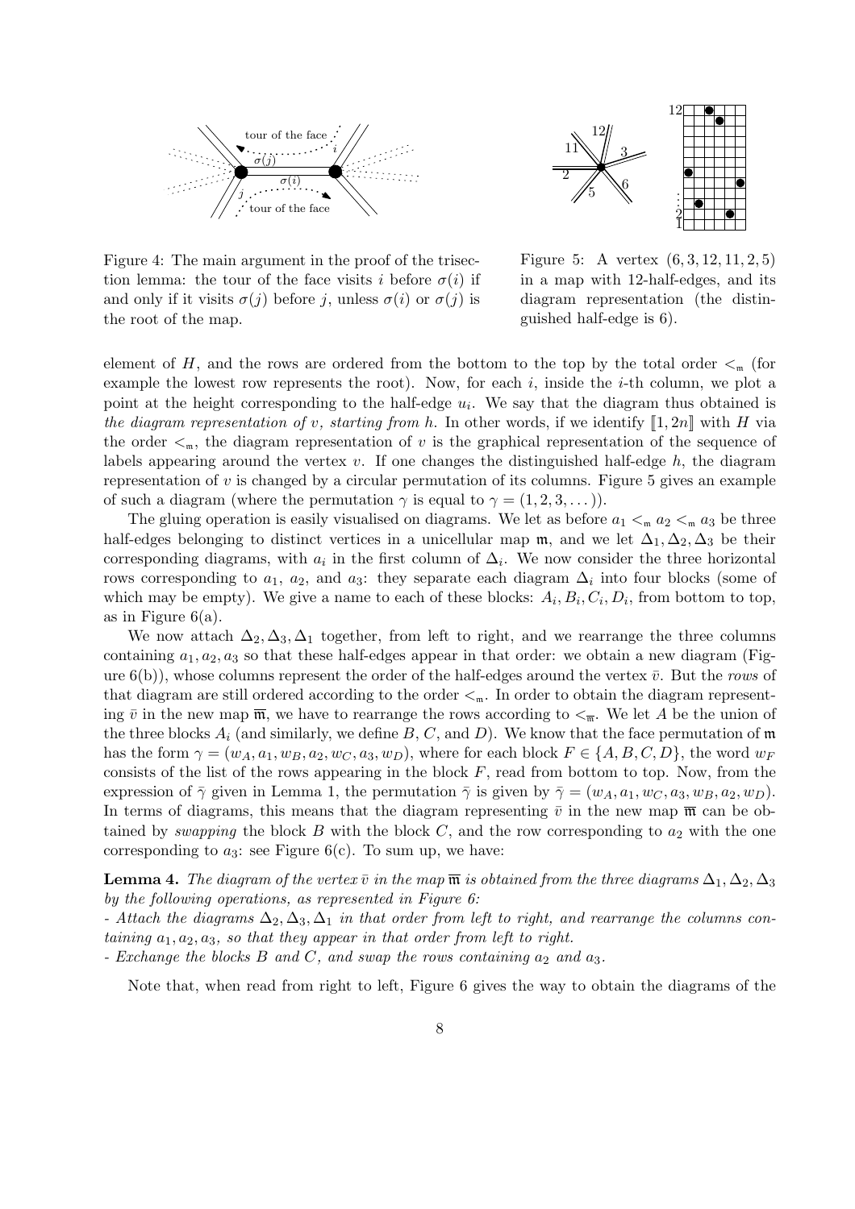Figure 4: The main argument in the proof of the trisection lemma: the tour of the face visits $i$ before $\sigma(i)$ if and only if it visits $\sigma(j)$ before $j$, unless $\sigma(i)$ or $\sigma(j)$ is the root of the map.

Figure 5: A vertex $(6, 3, 12, 11, 2, 5)$ in a map with 12-half-edges, and its diagram representation (the distinguished half-edge is 6).

element of $H$, and the rows are ordered from the bottom to the top by the total order $<_{\mathfrak{m}}$ (for example the lowest row represents the root). Now, for each $i$, inside the $i$-th column, we plot a point at the height corresponding to the half-edge $u_i$. We say that the diagram thus obtained is *the diagram representation of $v$, starting from $h$*. In other words, if we identify $[\![1, 2n]\!]$ with $H$ via the order $<_{\mathfrak{m}}$, the diagram representation of $v$ is the graphical representation of the sequence of labels appearing around the vertex $v$. If one changes the distinguished half-edge $h$, the diagram representation of $v$ is changed by a circular permutation of its columns. Figure 5 gives an example of such a diagram (where the permutation $\gamma$ is equal to $\gamma = (1, 2, 3, \dots)$).

The gluing operation is easily visualised on diagrams. We let as before $a_1 <_{\mathfrak{m}} a_2 <_{\mathfrak{m}} a_3$ be three half-edges belonging to distinct vertices in a unicellular map $\mathfrak{m}$, and we let $\Delta_1, \Delta_2, \Delta_3$ be their corresponding diagrams, with $a_i$ in the first column of $\Delta_i$. We now consider the three horizontal rows corresponding to $a_1$, $a_2$, and $a_3$: they separate each diagram $\Delta_i$ into four blocks (some of which may be empty). We give a name to each of these blocks: $A_i, B_i, C_i, D_i$, from bottom to top, as in Figure 6(a).

We now attach $\Delta_2, \Delta_3, \Delta_1$ together, from left to right, and we rearrange the three columns containing $a_1, a_2, a_3$ so that these half-edges appear in that order: we obtain a new diagram (Figure 6(b)), whose columns represent the order of the half-edges around the vertex $\bar{v}$. But the *rows* of that diagram are still ordered according to the order $<_{\mathfrak{m}}$. In order to obtain the diagram representing $\bar{v}$ in the new map $\overline{\mathfrak{m}}$, we have to rearrange the rows according to $<_{\overline{\mathfrak{m}}}$. We let $A$ be the union of the three blocks $A_i$ (and similarly, we define $B$, $C$, and $D$). We know that the face permutation of $\mathfrak{m}$ has the form $\gamma = (w_A, a_1, w_B, a_2, w_C, a_3, w_D)$, where for each block $F \in \{A, B, C, D\}$, the word $w_F$ consists of the list of the rows appearing in the block $F$, read from bottom to top. Now, from the expression of $\bar{\gamma}$ given in Lemma 1, the permutation $\bar{\gamma}$ is given by $\bar{\gamma} = (w_A, a_1, w_C, a_3, w_B, a_2, w_D)$. In terms of diagrams, this means that the diagram representing $\bar{v}$ in the new map $\overline{\mathfrak{m}}$ can be obtained by *swapping* the block $B$ with the block $C$, and the row corresponding to $a_2$ with the one corresponding to $a_3$: see Figure 6(c). To sum up, we have:

**Lemma 4.** *The diagram of the vertex $\bar{v}$ in the map $\overline{\mathfrak{m}}$ is obtained from the three diagrams $\Delta_1, \Delta_2, \Delta_3$ by the following operations, as represented in Figure 6:*
*- Attach the diagrams $\Delta_2, \Delta_3, \Delta_1$ in that order from left to right, and rearrange the columns containing $a_1, a_2, a_3$, so that they appear in that order from left to right.*
*- Exchange the blocks $B$ and $C$, and swap the rows containing $a_2$ and $a_3$.*

Note that, when read from right to left, Figure 6 gives the way to obtain the diagrams of the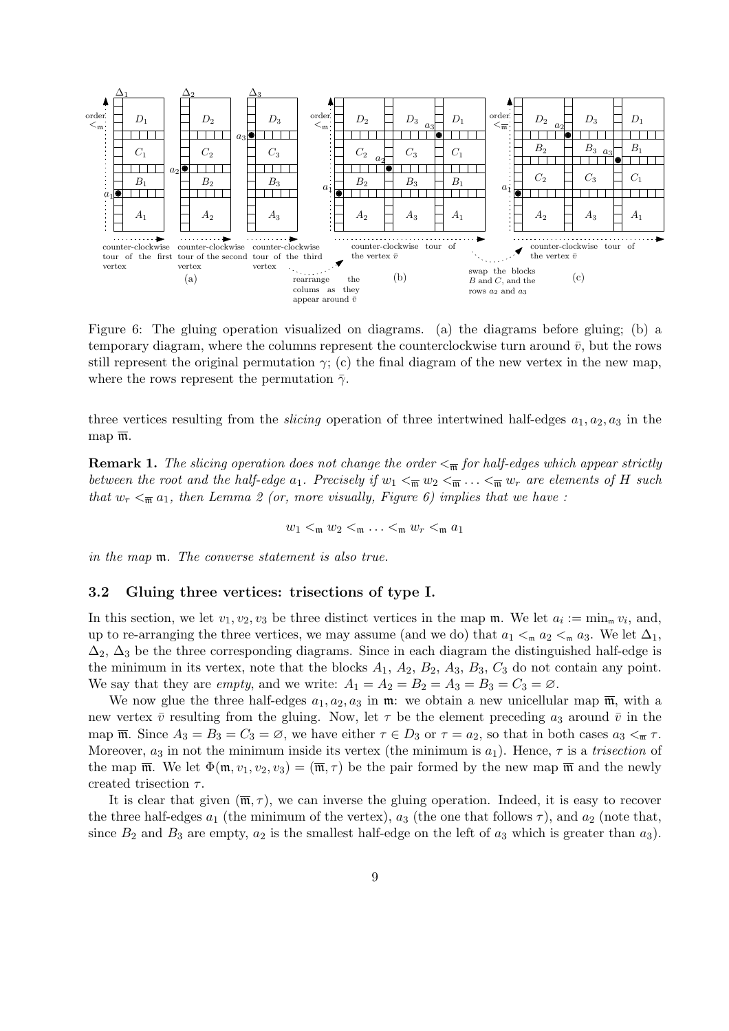Figure 6: The gluing operation visualized on diagrams. (a) the diagrams before gluing; (b) a temporary diagram, where the columns represent the counterclockwise turn around $\bar{v}$, but the rows still represent the original permutation $\gamma$; (c) the final diagram of the new vertex in the new map, where the rows represent the permutation $\bar{\gamma}$.

three vertices resulting from the *slicing* operation of three intertwined half-edges $a_1, a_2, a_3$ in the map $\overline{\mathfrak{m}}$.

**Remark 1.** *The slicing operation does not change the order $<_{\overline{\mathfrak{m}}}$ for half-edges which appear strictly between the root and the half-edge $a_1$. Precisely if $w_1 <_{\overline{\mathfrak{m}}} w_2 <_{\overline{\mathfrak{m}}} \ldots <_{\overline{\mathfrak{m}}} w_r$ are elements of $H$ such that $w_r <_{\overline{\mathfrak{m}}} a_1$, then Lemma 2 (or, more visually, Figure 6) implies that we have :*

$$w_1 <_{\mathfrak{m}} w_2 <_{\mathfrak{m}} \ldots <_{\mathfrak{m}} w_r <_{\mathfrak{m}} a_1$$

*in the map $\mathfrak{m}$. The converse statement is also true.*

### 3.2 Gluing three vertices: trisections of type I.

In this section, we let $v_1, v_2, v_3$ be three distinct vertices in the map $\mathfrak{m}$. We let $a_i := \min_{\mathfrak{m}} v_i$, and, up to re-arranging the three vertices, we may assume (and we do) that $a_1 <_{\mathfrak{m}} a_2 <_{\mathfrak{m}} a_3$. We let $\Delta_1$, $\Delta_2$, $\Delta_3$ be the three corresponding diagrams. Since in each diagram the distinguished half-edge is the minimum in its vertex, note that the blocks $A_1$, $A_2$, $B_2$, $A_3$, $B_3$, $C_3$ do not contain any point. We say that they are *empty*, and we write: $A_1 = A_2 = B_2 = A_3 = B_3 = C_3 = \varnothing$.

We now glue the three half-edges $a_1, a_2, a_3$ in $\mathfrak{m}$: we obtain a new unicellular map $\overline{\mathfrak{m}}$, with a new vertex $\bar{v}$ resulting from the gluing. Now, let $\tau$ be the element preceding $a_3$ around $\bar{v}$ in the map $\overline{\mathfrak{m}}$. Since $A_3 = B_3 = C_3 = \varnothing$, we have either $\tau \in D_3$ or $\tau = a_2$, so that in both cases $a_3 <_{\overline{\mathfrak{m}}} \tau$. Moreover, $a_3$ in not the minimum inside its vertex (the minimum is $a_1$). Hence, $\tau$ is a *trisection* of the map $\overline{\mathfrak{m}}$. We let $\Phi(\mathfrak{m}, v_1, v_2, v_3) = (\overline{\mathfrak{m}}, \tau)$ be the pair formed by the new map $\overline{\mathfrak{m}}$ and the newly created trisection $\tau$.

It is clear that given $(\overline{\mathfrak{m}}, \tau)$, we can inverse the gluing operation. Indeed, it is easy to recover the three half-edges $a_1$ (the minimum of the vertex), $a_3$ (the one that follows $\tau$), and $a_2$ (note that, since $B_2$ and $B_3$ are empty, $a_2$ is the smallest half-edge on the left of $a_3$ which is greater than $a_3$).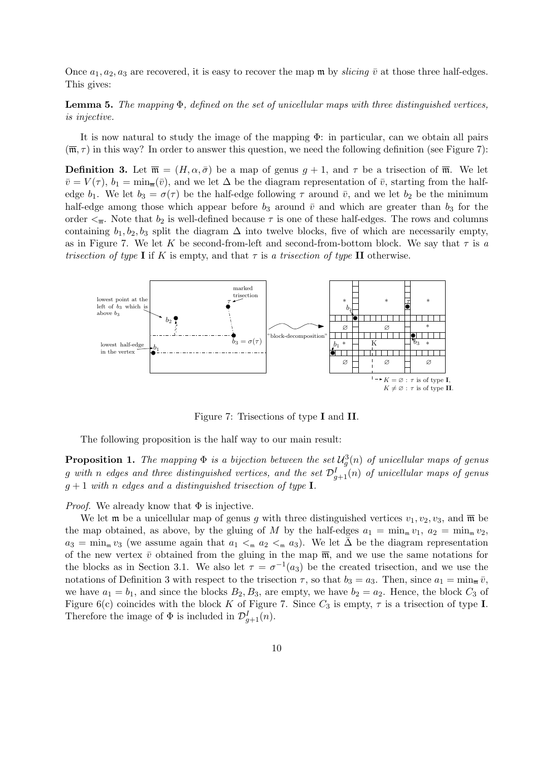Once $a_1, a_2, a_3$ are recovered, it is easy to recover the map $\mathfrak{m}$ by *slicing* $\bar{v}$ at those three half-edges. This gives:

**Lemma 5.** *The mapping $\Phi$, defined on the set of unicellular maps with three distinguished vertices, is injective.*

It is now natural to study the image of the mapping $\Phi$: in particular, can we obtain all pairs $(\overline{\mathfrak{m}}, \tau)$ in this way? In order to answer this question, we need the following definition (see Figure 7):

**Definition 3.** Let $\overline{\mathfrak{m}} = (H, \alpha, \bar{\sigma})$ be a map of genus $g+1$, and $\tau$ be a trisection of $\overline{\mathfrak{m}}$. We let $\bar{v} = V(\tau)$, $b_1 = \min_{\overline{\mathfrak{m}}}(\bar{v})$, and we let $\Delta$ be the diagram representation of $\bar{v}$, starting from the half-edge $b_1$. We let $b_3 = \sigma(\tau)$ be the half-edge following $\tau$ around $\bar{v}$, and we let $b_2$ be the minimum half-edge among those which appear before $b_3$ around $\bar{v}$ and which are greater than $b_3$ for the order $<_{\overline{\mathfrak{m}}}$. Note that $b_2$ is well-defined because $\tau$ is one of these half-edges. The rows and columns containing $b_1, b_2, b_3$ split the diagram $\Delta$ into twelve blocks, five of which are necessarily empty, as in Figure 7. We let $K$ be second-from-left and second-from-bottom block. We say that $\tau$ is *a trisection of type* **I** if $K$ is empty, and that $\tau$ is *a trisection of type* **II** otherwise.

Figure 7: Trisections of type **I** and **II**.

The following proposition is the half way to our main result:

**Proposition 1.** *The mapping $\Phi$ is a bijection between the set $\mathcal{U}_g^3(n)$ of unicellular maps of genus $g$ with $n$ edges and three distinguished vertices, and the set $\mathcal{D}_{g+1}^I(n)$ of unicellular maps of genus $g+1$ with $n$ edges and a distinguished trisection of type* **I**.

*Proof.* We already know that $\Phi$ is injective.

We let $\mathfrak{m}$ be a unicellular map of genus $g$ with three distinguished vertices $v_1, v_2, v_3$, and $\overline{\mathfrak{m}}$ be the map obtained, as above, by the gluing of $M$ by the half-edges $a_1 = \min_{\mathfrak{m}} v_1$, $a_2 = \min_{\mathfrak{m}} v_2$, $a_3 = \min_{\mathfrak{m}} v_3$ (we assume again that $a_1 <_{\mathfrak{m}} a_2 <_{\mathfrak{m}} a_3$). We let $\bar{\Delta}$ be the diagram representation of the new vertex $\bar{v}$ obtained from the gluing in the map $\overline{\mathfrak{m}}$, and we use the same notations for the blocks as in Section 3.1. We also let $\tau = \sigma^{-1}(a_3)$ be the created trisection, and we use the notations of Definition 3 with respect to the trisection $\tau$, so that $b_3 = a_3$. Then, since $a_1 = \min_{\overline{\mathfrak{m}}} \bar{v}$, we have $a_1 = b_1$, and since the blocks $B_2, B_3$, are empty, we have $b_2 = a_2$. Hence, the block $C_3$ of Figure 6(c) coincides with the block $K$ of Figure 7. Since $C_3$ is empty, $\tau$ is a trisection of type **I**. Therefore the image of $\Phi$ is included in $\mathcal{D}_{g+1}^I(n)$.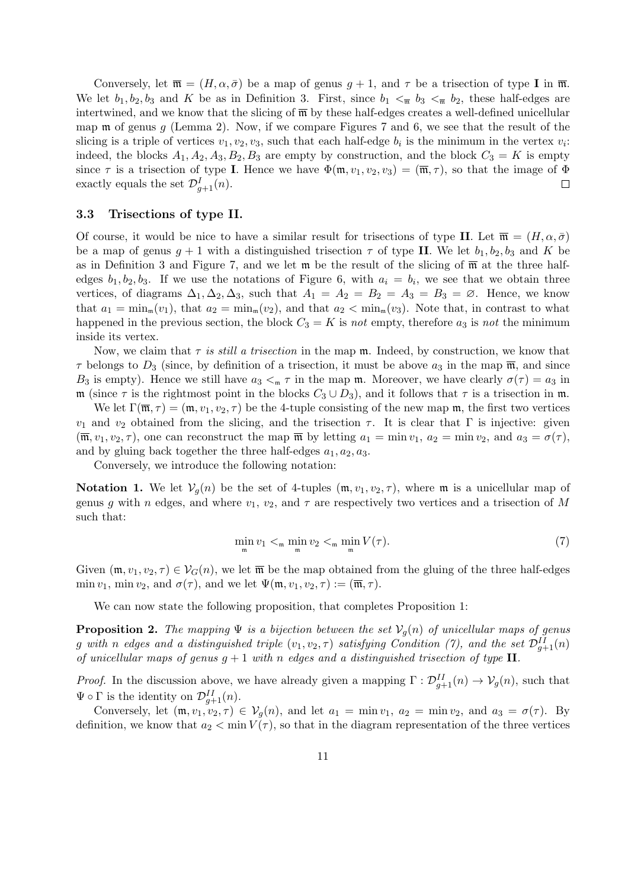Conversely, let $\overline{\mathfrak{m}} = (H, \alpha, \bar{\sigma})$ be a map of genus $g+1$, and $\tau$ be a trisection of type **I** in $\overline{\mathfrak{m}}$. We let $b_1, b_2, b_3$ and $K$ be as in Definition 3. First, since $b_1 <_{\overline{\mathfrak{m}}} b_3 <_{\overline{\mathfrak{m}}} b_2$, these half-edges are intertwined, and we know that the slicing of $\overline{\mathfrak{m}}$ by these half-edges creates a well-defined unicellular map $\mathfrak{m}$ of genus $g$ (Lemma 2). Now, if we compare Figures 7 and 6, we see that the result of the slicing is a triple of vertices $v_1, v_2, v_3$, such that each half-edge $b_i$ is the minimum in the vertex $v_i$: indeed, the blocks $A_1, A_2, A_3, B_2, B_3$ are empty by construction, and the block $C_3 = K$ is empty since $\tau$ is a trisection of type **I**. Hence we have $\Phi(\mathfrak{m}, v_1, v_2, v_3) = (\overline{\mathfrak{m}}, \tau)$, so that the image of $\Phi$ exactly equals the set $\mathcal{D}^{I}_{g+1}(n)$. $\square$

### 3.3 Trisections of type II.

Of course, it would be nice to have a similar result for trisections of type **II**. Let $\overline{\mathfrak{m}} = (H, \alpha, \bar{\sigma})$ be a map of genus $g+1$ with a distinguished trisection $\tau$ of type **II**. We let $b_1, b_2, b_3$ and $K$ be as in Definition 3 and Figure 7, and we let $\mathfrak{m}$ be the result of the slicing of $\overline{\mathfrak{m}}$ at the three half-edges $b_1, b_2, b_3$. If we use the notations of Figure 6, with $a_i = b_i$, we see that we obtain three vertices, of diagrams $\Delta_1, \Delta_2, \Delta_3$, such that $A_1 = A_2 = B_2 = A_3 = B_3 = \varnothing$. Hence, we know that $a_1 = \min_{\mathfrak{m}}(v_1)$, that $a_2 = \min_{\mathfrak{m}}(v_2)$, and that $a_2 < \min_{\mathfrak{m}}(v_3)$. Note that, in contrast to what happened in the previous section, the block $C_3 = K$ is *not* empty, therefore $a_3$ is *not* the minimum inside its vertex.

Now, we claim that $\tau$ *is still a trisection* in the map $\mathfrak{m}$. Indeed, by construction, we know that $\tau$ belongs to $D_3$ (since, by definition of a trisection, it must be above $a_3$ in the map $\overline{\mathfrak{m}}$, and since $B_3$ is empty). Hence we still have $a_3 <_{\mathfrak{m}} \tau$ in the map $\mathfrak{m}$. Moreover, we have clearly $\sigma(\tau) = a_3$ in $\mathfrak{m}$ (since $\tau$ is the rightmost point in the blocks $C_3 \cup D_3$), and it follows that $\tau$ is a trisection in $\mathfrak{m}$.

We let $\Gamma(\overline{\mathfrak{m}}, \tau) = (\mathfrak{m}, v_1, v_2, \tau)$ be the 4-tuple consisting of the new map $\mathfrak{m}$, the first two vertices $v_1$ and $v_2$ obtained from the slicing, and the trisection $\tau$. It is clear that $\Gamma$ is injective: given $(\overline{\mathfrak{m}}, v_1, v_2, \tau)$, one can reconstruct the map $\overline{\mathfrak{m}}$ by letting $a_1 = \min v_1$, $a_2 = \min v_2$, and $a_3 = \sigma(\tau)$, and by gluing back together the three half-edges $a_1, a_2, a_3$.

Conversely, we introduce the following notation:

**Notation 1.** We let $\mathcal{V}_g(n)$ be the set of 4-tuples $(\mathfrak{m}, v_1, v_2, \tau)$, where $\mathfrak{m}$ is a unicellular map of genus $g$ with $n$ edges, and where $v_1$, $v_2$, and $\tau$ are respectively two vertices and a trisection of $M$ such that:

$$\min_{\mathfrak{m}} v_1 <_{\mathfrak{m}} \min_{\mathfrak{m}} v_2 <_{\mathfrak{m}} \min_{\mathfrak{m}} V(\tau). \tag{7}$$

Given $(\mathfrak{m}, v_1, v_2, \tau) \in \mathcal{V}_G(n)$, we let $\overline{\mathfrak{m}}$ be the map obtained from the gluing of the three half-edges $\min v_1$, $\min v_2$, and $\sigma(\tau)$, and we let $\Psi(\mathfrak{m}, v_1, v_2, \tau) := (\overline{\mathfrak{m}}, \tau)$.

We can now state the following proposition, that completes Proposition 1:

**Proposition 2.** *The mapping $\Psi$ is a bijection between the set $\mathcal{V}_g(n)$ of unicellular maps of genus $g$ with $n$ edges and a distinguished triple $(v_1, v_2, \tau)$ satisfying Condition (7), and the set $\mathcal{D}^{II}_{g+1}(n)$ of unicellular maps of genus $g+1$ with $n$ edges and a distinguished trisection of type* **II**.

*Proof.* In the discussion above, we have already given a mapping $\Gamma : \mathcal{D}^{II}_{g+1}(n) \to \mathcal{V}_g(n)$, such that $\Psi \circ \Gamma$ is the identity on $\mathcal{D}^{II}_{g+1}(n)$.

Conversely, let $(\mathfrak{m}, v_1, v_2, \tau) \in \mathcal{V}_g(n)$, and let $a_1 = \min v_1$, $a_2 = \min v_2$, and $a_3 = \sigma(\tau)$. By definition, we know that $a_2 < \min V(\tau)$, so that in the diagram representation of the three vertices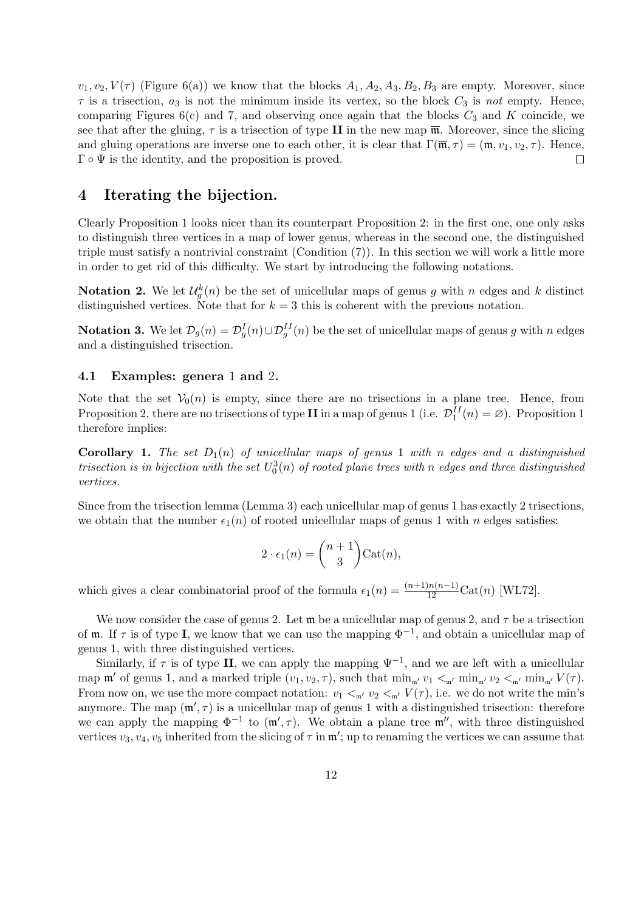$v_1, v_2, V(\tau)$ (Figure 6(a)) we know that the blocks $A_1, A_2, A_3, B_2, B_3$ are empty. Moreover, since $\tau$ is a trisection, $a_3$ is not the minimum inside its vertex, so the block $C_3$ is *not* empty. Hence, comparing Figures 6(c) and 7, and observing once again that the blocks $C_3$ and $K$ coincide, we see that after the gluing, $\tau$ is a trisection of type **II** in the new map $\overline{\mathfrak{m}}$. Moreover, since the slicing and gluing operations are inverse one to each other, it is clear that $\Gamma(\overline{\mathfrak{m}}, \tau) = (\mathfrak{m}, v_1, v_2, \tau)$. Hence, $\Gamma \circ \Psi$ is the identity, and the proposition is proved. □

# 4 Iterating the bijection.

Clearly Proposition 1 looks nicer than its counterpart Proposition 2: in the first one, one only asks to distinguish three vertices in a map of lower genus, whereas in the second one, the distinguished triple must satisfy a nontrivial constraint (Condition (7)). In this section we will work a little more in order to get rid of this difficulty. We start by introducing the following notations.

**Notation 2.** We let $\mathcal{U}_g^k(n)$ be the set of unicellular maps of genus $g$ with $n$ edges and $k$ distinct distinguished vertices. Note that for $k = 3$ this is coherent with the previous notation.

**Notation 3.** We let $\mathcal{D}_g(n) = \mathcal{D}_g^I(n) \cup \mathcal{D}_g^{II}(n)$ be the set of unicellular maps of genus $g$ with $n$ edges and a distinguished trisection.

## 4.1 Examples: genera 1 and 2.

Note that the set $\mathcal{V}_0(n)$ is empty, since there are no trisections in a plane tree. Hence, from Proposition 2, there are no trisections of type **II** in a map of genus 1 (i.e. $\mathcal{D}_1^{II}(n) = \varnothing$). Proposition 1 therefore implies:

**Corollary 1.** *The set $D_1(n)$ of unicellular maps of genus 1 with $n$ edges and a distinguished trisection is in bijection with the set $U_0^3(n)$ of rooted plane trees with $n$ edges and three distinguished vertices.*

Since from the trisection lemma (Lemma 3) each unicellular map of genus 1 has exactly 2 trisections, we obtain that the number $\epsilon_1(n)$ of rooted unicellular maps of genus 1 with $n$ edges satisfies:

$$2 \cdot \epsilon_1(n) = \binom{n+1}{3} \mathrm{Cat}(n),$$

which gives a clear combinatorial proof of the formula $\epsilon_1(n) = \frac{(n+1)n(n-1)}{12} \mathrm{Cat}(n)$ [WL72].

We now consider the case of genus 2. Let $\mathfrak{m}$ be a unicellular map of genus 2, and $\tau$ be a trisection of $\mathfrak{m}$. If $\tau$ is of type **I**, we know that we can use the mapping $\Phi^{-1}$, and obtain a unicellular map of genus 1, with three distinguished vertices.

Similarly, if $\tau$ is of type **II**, we can apply the mapping $\Psi^{-1}$, and we are left with a unicellular map $\mathfrak{m}'$ of genus 1, and a marked triple $(v_1, v_2, \tau)$, such that $\min_{\mathfrak{m}'} v_1 <_{\mathfrak{m}'} \min_{\mathfrak{m}'} v_2 <_{\mathfrak{m}'} \min_{\mathfrak{m}'} V(\tau)$. From now on, we use the more compact notation: $v_1 <_{\mathfrak{m}'} v_2 <_{\mathfrak{m}'} V(\tau)$, i.e. we do not write the min's anymore. The map $(\mathfrak{m}', \tau)$ is a unicellular map of genus 1 with a distinguished trisection: therefore we can apply the mapping $\Phi^{-1}$ to $(\mathfrak{m}', \tau)$. We obtain a plane tree $\mathfrak{m}''$, with three distinguished vertices $v_3, v_4, v_5$ inherited from the slicing of $\tau$ in $\mathfrak{m}'$; up to renaming the vertices we can assume that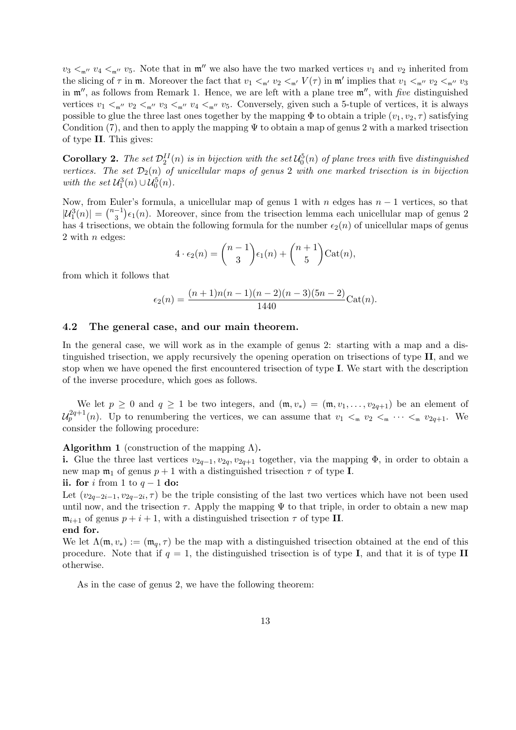$v_3 <_{\mathfrak{m}''} v_4 <_{\mathfrak{m}''} v_5$. Note that in $\mathfrak{m}''$ we also have the two marked vertices $v_1$ and $v_2$ inherited from the slicing of $\tau$ in $\mathfrak{m}$. Moreover the fact that $v_1 <_{\mathfrak{m}'} v_2 <_{\mathfrak{m}'} V(\tau)$ in $\mathfrak{m}'$ implies that $v_1 <_{\mathfrak{m}''} v_2 <_{\mathfrak{m}''} v_3$ in $\mathfrak{m}''$, as follows from Remark 1. Hence, we are left with a plane tree $\mathfrak{m}''$, with *five* distinguished vertices $v_1 <_{\mathfrak{m}''} v_2 <_{\mathfrak{m}''} v_3 <_{\mathfrak{m}''} v_4 <_{\mathfrak{m}''} v_5$. Conversely, given such a 5-tuple of vertices, it is always possible to glue the three last ones together by the mapping $\Phi$ to obtain a triple $(v_1, v_2, \tau)$ satisfying Condition (7), and then to apply the mapping $\Psi$ to obtain a map of genus 2 with a marked trisection of type **II**. This gives:

**Corollary 2.** *The set $\mathcal{D}_2^{II}(n)$ is in bijection with the set $\mathcal{U}_0^5(n)$ of plane trees with* five *distinguished vertices. The set $\mathcal{D}_2(n)$ of unicellular maps of genus 2 with one marked trisection is in bijection with the set $\mathcal{U}_1^3(n) \cup \mathcal{U}_0^5(n)$.*

Now, from Euler's formula, a unicellular map of genus 1 with $n$ edges has $n-1$ vertices, so that $|\mathcal{U}_1^3(n)| = \binom{n-1}{3}\epsilon_1(n)$. Moreover, since from the trisection lemma each unicellular map of genus 2 has 4 trisections, we obtain the following formula for the number $\epsilon_2(n)$ of unicellular maps of genus 2 with $n$ edges:

$$4 \cdot \epsilon_2(n) = \binom{n-1}{3}\epsilon_1(n) + \binom{n+1}{5}\mathrm{Cat}(n),$$

from which it follows that

$$\epsilon_2(n) = \frac{(n+1)n(n-1)(n-2)(n-3)(5n-2)}{1440}\mathrm{Cat}(n).$$

### 4.2 The general case, and our main theorem.

In the general case, we will work as in the example of genus 2: starting with a map and a distinguished trisection, we apply recursively the opening operation on trisections of type **II**, and we stop when we have opened the first encountered trisection of type **I**. We start with the description of the inverse procedure, which goes as follows.

We let $p \geq 0$ and $q \geq 1$ be two integers, and $(\mathfrak{m}, v_*) = (\mathfrak{m}, v_1, \ldots, v_{2q+1})$ be an element of $\mathcal{U}_p^{2q+1}(n)$. Up to renumbering the vertices, we can assume that $v_1 <_{\mathfrak{m}} v_2 <_{\mathfrak{m}} \cdots <_{\mathfrak{m}} v_{2q+1}$. We consider the following procedure:

**Algorithm 1** (construction of the mapping $\Lambda$)**.**
**i.** Glue the three last vertices $v_{2q-1}, v_{2q}, v_{2q+1}$ together, via the mapping $\Phi$, in order to obtain a new map $\mathfrak{m}_1$ of genus $p+1$ with a distinguished trisection $\tau$ of type **I**.
**ii. for** $i$ from 1 to $q-1$ **do:**
Let $(v_{2q-2i-1}, v_{2q-2i}, \tau)$ be the triple consisting of the last two vertices which have not been used until now, and the trisection $\tau$. Apply the mapping $\Psi$ to that triple, in order to obtain a new map $\mathfrak{m}_{i+1}$ of genus $p+i+1$, with a distinguished trisection $\tau$ of type **II**.
**end for.**
We let $\Lambda(\mathfrak{m}, v_*) := (\mathfrak{m}_q, \tau)$ be the map with a distinguished trisection obtained at the end of this procedure. Note that if $q = 1$, the distinguished trisection is of type **I**, and that it is of type **II** otherwise.

As in the case of genus 2, we have the following theorem: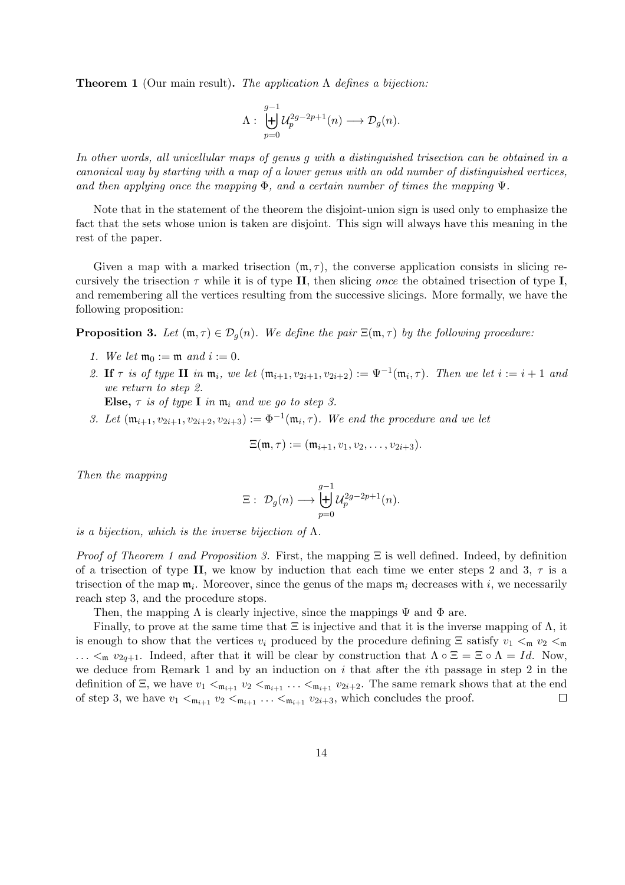**Theorem 1** (Our main result)**.** *The application* $\Lambda$ *defines a bijection:*

$$\Lambda : \biguplus_{p=0}^{g-1} \mathcal{U}_p^{2g-2p+1}(n) \longrightarrow \mathcal{D}_g(n).$$

*In other words, all unicellular maps of genus* $g$ *with a distinguished trisection can be obtained in a canonical way by starting with a map of a lower genus with an odd number of distinguished vertices, and then applying once the mapping* $\Phi$*, and a certain number of times the mapping* $\Psi$*.*

Note that in the statement of the theorem the disjoint-union sign is used only to emphasize the fact that the sets whose union is taken are disjoint. This sign will always have this meaning in the rest of the paper.

Given a map with a marked trisection $(\mathfrak{m}, \tau)$, the converse application consists in slicing recursively the trisection $\tau$ while it is of type **II**, then slicing *once* the obtained trisection of type **I**, and remembering all the vertices resulting from the successive slicings. More formally, we have the following proposition:

**Proposition 3.** *Let* $(\mathfrak{m}, \tau) \in \mathcal{D}_g(n)$*. We define the pair* $\Xi(\mathfrak{m}, \tau)$ *by the following procedure:*

1. *We let* $\mathfrak{m}_0 := \mathfrak{m}$ *and* $i := 0$*.*
2. **If** $\tau$ *is of type* **II** *in* $\mathfrak{m}_i$*, we let* $(\mathfrak{m}_{i+1}, v_{2i+1}, v_{2i+2}) := \Psi^{-1}(\mathfrak{m}_i, \tau)$*. Then we let* $i := i + 1$ *and we return to step 2.*
   **Else,** $\tau$ *is of type* **I** *in* $\mathfrak{m}_i$ *and we go to step 3.*
3. *Let* $(\mathfrak{m}_{i+1}, v_{2i+1}, v_{2i+2}, v_{2i+3}) := \Phi^{-1}(\mathfrak{m}_i, \tau)$*. We end the procedure and we let*

$$\Xi(\mathfrak{m}, \tau) := (\mathfrak{m}_{i+1}, v_1, v_2, \ldots, v_{2i+3}).$$

*Then the mapping*

$$\Xi : \mathcal{D}_g(n) \longrightarrow \biguplus_{p=0}^{g-1} \mathcal{U}_p^{2g-2p+1}(n).$$

*is a bijection, which is the inverse bijection of* $\Lambda$*.*

*Proof of Theorem 1 and Proposition 3.* First, the mapping $\Xi$ is well defined. Indeed, by definition of a trisection of type **II**, we know by induction that each time we enter steps 2 and 3, $\tau$ is a trisection of the map $\mathfrak{m}_i$. Moreover, since the genus of the maps $\mathfrak{m}_i$ decreases with $i$, we necessarily reach step 3, and the procedure stops.

Then, the mapping $\Lambda$ is clearly injective, since the mappings $\Psi$ and $\Phi$ are.

Finally, to prove at the same time that $\Xi$ is injective and that it is the inverse mapping of $\Lambda$, it is enough to show that the vertices $v_i$ produced by the procedure defining $\Xi$ satisfy $v_1 <_{\mathfrak{m}} v_2 <_{\mathfrak{m}} \ldots <_{\mathfrak{m}} v_{2q+1}$. Indeed, after that it will be clear by construction that $\Lambda \circ \Xi = \Xi \circ \Lambda = Id$. Now, we deduce from Remark 1 and by an induction on $i$ that after the $i$th passage in step 2 in the definition of $\Xi$, we have $v_1 <_{\mathfrak{m}_{i+1}} v_2 <_{\mathfrak{m}_{i+1}} \ldots <_{\mathfrak{m}_{i+1}} v_{2i+2}$. The same remark shows that at the end of step 3, we have $v_1 <_{\mathfrak{m}_{i+1}} v_2 <_{\mathfrak{m}_{i+1}} \ldots <_{\mathfrak{m}_{i+1}} v_{2i+3}$, which concludes the proof. $\square$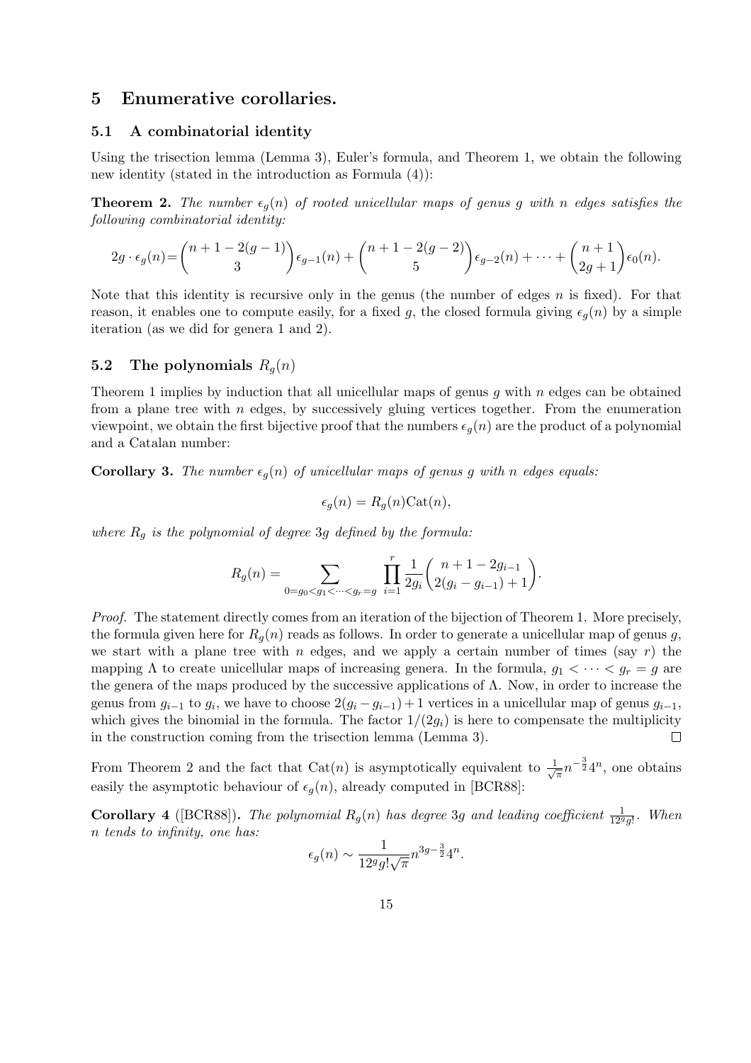## 5 Enumerative corollaries.

### 5.1 A combinatorial identity

Using the trisection lemma (Lemma 3), Euler's formula, and Theorem 1, we obtain the following new identity (stated in the introduction as Formula (4)):

**Theorem 2.** *The number $\epsilon_g(n)$ of rooted unicellular maps of genus $g$ with $n$ edges satisfies the following combinatorial identity:*

$$2g \cdot \epsilon_g(n) = \binom{n+1-2(g-1)}{3}\epsilon_{g-1}(n) + \binom{n+1-2(g-2)}{5}\epsilon_{g-2}(n) + \cdots + \binom{n+1}{2g+1}\epsilon_0(n).$$

Note that this identity is recursive only in the genus (the number of edges $n$ is fixed). For that reason, it enables one to compute easily, for a fixed $g$, the closed formula giving $\epsilon_g(n)$ by a simple iteration (as we did for genera 1 and 2).

### 5.2 The polynomials $R_g(n)$

Theorem 1 implies by induction that all unicellular maps of genus $g$ with $n$ edges can be obtained from a plane tree with $n$ edges, by successively gluing vertices together. From the enumeration viewpoint, we obtain the first bijective proof that the numbers $\epsilon_g(n)$ are the product of a polynomial and a Catalan number:

**Corollary 3.** *The number $\epsilon_g(n)$ of unicellular maps of genus $g$ with $n$ edges equals:*

$$\epsilon_g(n) = R_g(n)\mathrm{Cat}(n),$$

*where $R_g$ is the polynomial of degree $3g$ defined by the formula:*

$$R_g(n) = \sum_{0=g_0<g_1<\cdots<g_r=g} \prod_{i=1}^{r} \frac{1}{2g_i}\binom{n+1-2g_{i-1}}{2(g_i-g_{i-1})+1}.$$

*Proof.* The statement directly comes from an iteration of the bijection of Theorem 1. More precisely, the formula given here for $R_g(n)$ reads as follows. In order to generate a unicellular map of genus $g$, we start with a plane tree with $n$ edges, and we apply a certain number of times (say $r$) the mapping $\Lambda$ to create unicellular maps of increasing genera. In the formula, $g_1 < \cdots < g_r = g$ are the genera of the maps produced by the successive applications of $\Lambda$. Now, in order to increase the genus from $g_{i-1}$ to $g_i$, we have to choose $2(g_i - g_{i-1}) + 1$ vertices in a unicellular map of genus $g_{i-1}$, which gives the binomial in the formula. The factor $1/(2g_i)$ is here to compensate the multiplicity in the construction coming from the trisection lemma (Lemma 3). ∎

From Theorem 2 and the fact that $\mathrm{Cat}(n)$ is asymptotically equivalent to $\frac{1}{\sqrt{\pi}}n^{-\frac{3}{2}}4^n$, one obtains easily the asymptotic behaviour of $\epsilon_g(n)$, already computed in [BCR88]:

**Corollary 4** ([BCR88])**.** *The polynomial $R_g(n)$ has degree $3g$ and leading coefficient $\frac{1}{12^g g!}$. When $n$ tends to infinity, one has:*

$$\epsilon_g(n) \sim \frac{1}{12^g g!\sqrt{\pi}} n^{3g-\frac{3}{2}}4^n.$$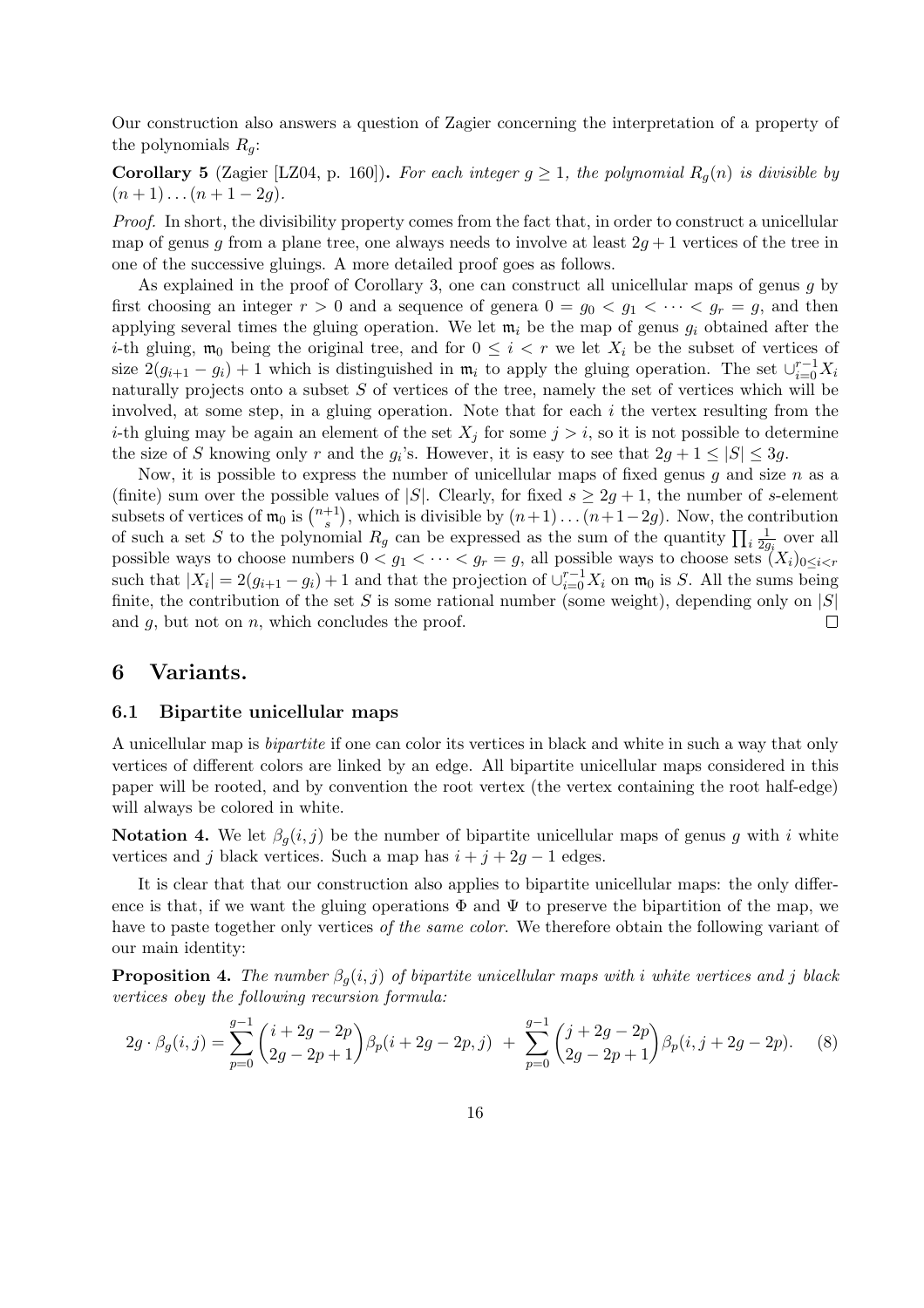Our construction also answers a question of Zagier concerning the interpretation of a property of the polynomials $R_g$:

**Corollary 5** (Zagier [LZ04, p. 160])**.** *For each integer $g \geq 1$, the polynomial $R_g(n)$ is divisible by $(n+1)\dots(n+1-2g)$.*

*Proof.* In short, the divisibility property comes from the fact that, in order to construct a unicellular map of genus $g$ from a plane tree, one always needs to involve at least $2g+1$ vertices of the tree in one of the successive gluings. A more detailed proof goes as follows.

As explained in the proof of Corollary 3, one can construct all unicellular maps of genus $g$ by first choosing an integer $r > 0$ and a sequence of genera $0 = g_0 < g_1 < \dots < g_r = g$, and then applying several times the gluing operation. We let $\mathfrak{m}_i$ be the map of genus $g_i$ obtained after the $i$-th gluing, $\mathfrak{m}_0$ being the original tree, and for $0 \leq i < r$ we let $X_i$ be the subset of vertices of size $2(g_{i+1} - g_i) + 1$ which is distinguished in $\mathfrak{m}_i$ to apply the gluing operation. The set $\cup_{i=0}^{r-1} X_i$ naturally projects onto a subset $S$ of vertices of the tree, namely the set of vertices which will be involved, at some step, in a gluing operation. Note that for each $i$ the vertex resulting from the $i$-th gluing may be again an element of the set $X_j$ for some $j > i$, so it is not possible to determine the size of $S$ knowing only $r$ and the $g_i$'s. However, it is easy to see that $2g+1 \leq |S| \leq 3g$.

Now, it is possible to express the number of unicellular maps of fixed genus $g$ and size $n$ as a (finite) sum over the possible values of $|S|$. Clearly, for fixed $s \geq 2g+1$, the number of $s$-element subsets of vertices of $\mathfrak{m}_0$ is $\binom{n+1}{s}$, which is divisible by $(n+1)\dots(n+1-2g)$. Now, the contribution of such a set $S$ to the polynomial $R_g$ can be expressed as the sum of the quantity $\prod_i \frac{1}{2g_i}$ over all possible ways to choose numbers $0 < g_1 < \dots < g_r = g$, all possible ways to choose sets $(X_i)_{0 \leq i < r}$ such that $|X_i| = 2(g_{i+1} - g_i) + 1$ and that the projection of $\cup_{i=0}^{r-1} X_i$ on $\mathfrak{m}_0$ is $S$. All the sums being finite, the contribution of the set $S$ is some rational number (some weight), depending only on $|S|$ and $g$, but not on $n$, which concludes the proof. $\square$

## 6 Variants.

### 6.1 Bipartite unicellular maps

A unicellular map is *bipartite* if one can color its vertices in black and white in such a way that only vertices of different colors are linked by an edge. All bipartite unicellular maps considered in this paper will be rooted, and by convention the root vertex (the vertex containing the root half-edge) will always be colored in white.

**Notation 4.** We let $\beta_g(i,j)$ be the number of bipartite unicellular maps of genus $g$ with $i$ white vertices and $j$ black vertices. Such a map has $i + j + 2g - 1$ edges.

It is clear that that our construction also applies to bipartite unicellular maps: the only difference is that, if we want the gluing operations $\Phi$ and $\Psi$ to preserve the bipartition of the map, we have to paste together only vertices *of the same color*. We therefore obtain the following variant of our main identity:

**Proposition 4.** *The number $\beta_g(i,j)$ of bipartite unicellular maps with $i$ white vertices and $j$ black vertices obey the following recursion formula:*

$$2g \cdot \beta_g(i,j) = \sum_{p=0}^{g-1} \binom{i+2g-2p}{2g-2p+1} \beta_p(i+2g-2p, j) \; + \; \sum_{p=0}^{g-1} \binom{j+2g-2p}{2g-2p+1} \beta_p(i, j+2g-2p). \quad (8)$$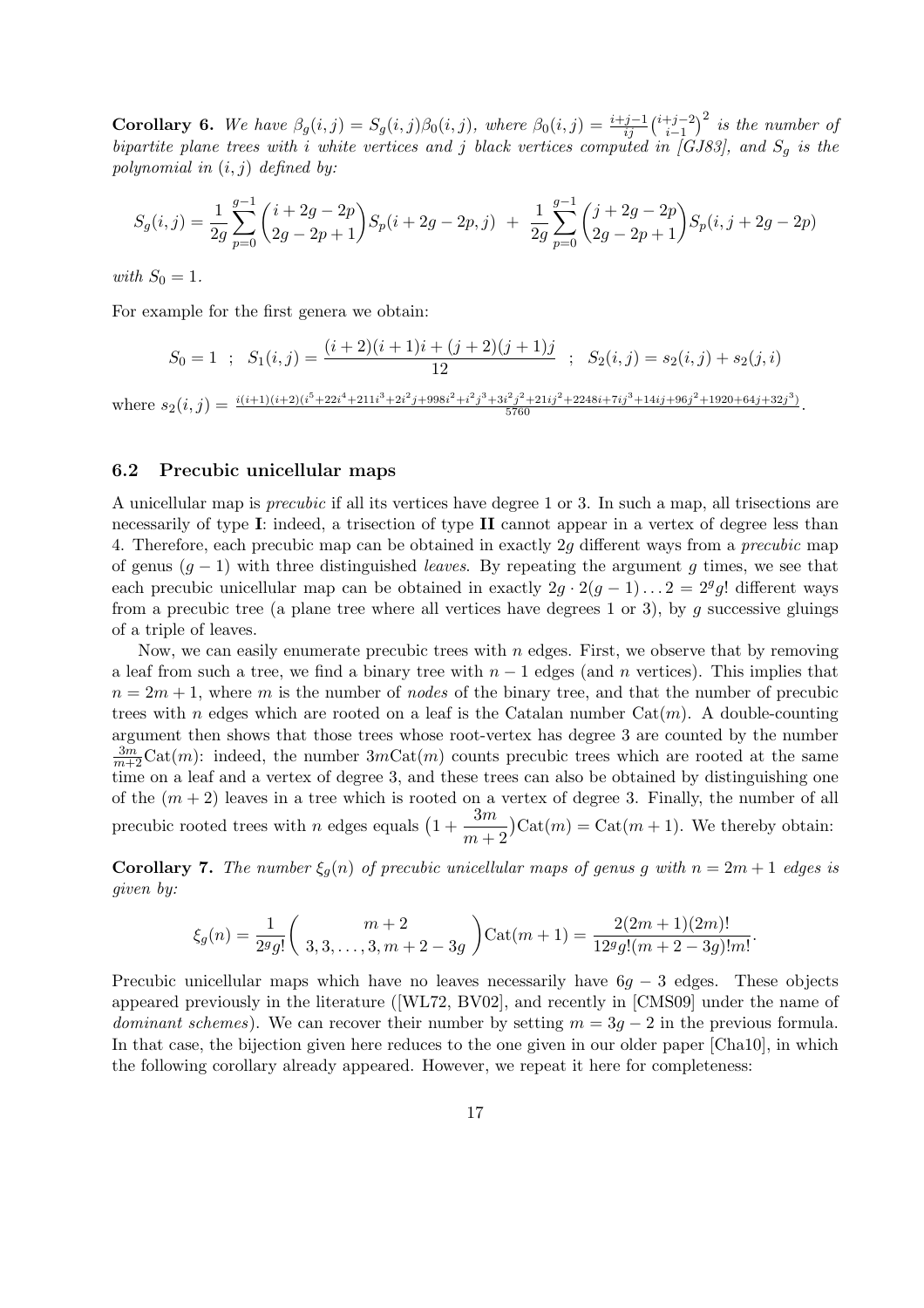**Corollary 6.** *We have $\beta_g(i,j) = S_g(i,j)\beta_0(i,j)$, where $\beta_0(i,j) = \frac{i+j-1}{ij}\binom{i+j-2}{i-1}^2$ is the number of bipartite plane trees with $i$ white vertices and $j$ black vertices computed in [GJ83], and $S_g$ is the polynomial in $(i,j)$ defined by:*

$$S_g(i,j) = \frac{1}{2g}\sum_{p=0}^{g-1}\binom{i+2g-2p}{2g-2p+1}S_p(i+2g-2p,j) \ + \ \frac{1}{2g}\sum_{p=0}^{g-1}\binom{j+2g-2p}{2g-2p+1}S_p(i,j+2g-2p)$$

*with $S_0 = 1$.*

For example for the first genera we obtain:

$$S_0 = 1 \ \ ; \ \ S_1(i,j) = \frac{(i+2)(i+1)i + (j+2)(j+1)j}{12} \ \ ; \ \ S_2(i,j) = s_2(i,j) + s_2(j,i)$$

where $s_2(i,j) = \frac{i(i+1)(i+2)(i^5+22i^4+211i^3+2i^2j+998i^2+i^2j^3+3i^2j^2+21ij^2+2248i+7ij^3+14ij+96j^2+1920+64j+32j^3)}{5760}$.

### 6.2 Precubic unicellular maps

A unicellular map is *precubic* if all its vertices have degree 1 or 3. In such a map, all trisections are necessarily of type **I**: indeed, a trisection of type **II** cannot appear in a vertex of degree less than 4. Therefore, each precubic map can be obtained in exactly $2g$ different ways from a *precubic* map of genus $(g-1)$ with three distinguished *leaves*. By repeating the argument $g$ times, we see that each precubic unicellular map can be obtained in exactly $2g \cdot 2(g-1)\ldots 2 = 2^g g!$ different ways from a precubic tree (a plane tree where all vertices have degrees 1 or 3), by $g$ successive gluings of a triple of leaves.

Now, we can easily enumerate precubic trees with $n$ edges. First, we observe that by removing a leaf from such a tree, we find a binary tree with $n-1$ edges (and $n$ vertices). This implies that $n = 2m+1$, where $m$ is the number of *nodes* of the binary tree, and that the number of precubic trees with $n$ edges which are rooted on a leaf is the Catalan number $\mathrm{Cat}(m)$. A double-counting argument then shows that those trees whose root-vertex has degree 3 are counted by the number $\frac{3m}{m+2}\mathrm{Cat}(m)$: indeed, the number $3m\mathrm{Cat}(m)$ counts precubic trees which are rooted at the same time on a leaf and a vertex of degree 3, and these trees can also be obtained by distinguishing one of the $(m+2)$ leaves in a tree which is rooted on a vertex of degree 3. Finally, the number of all precubic rooted trees with $n$ edges equals $\left(1 + \frac{3m}{m+2}\right)\mathrm{Cat}(m) = \mathrm{Cat}(m+1)$. We thereby obtain:

**Corollary 7.** *The number $\xi_g(n)$ of precubic unicellular maps of genus $g$ with $n = 2m+1$ edges is given by:*

$$\xi_g(n) = \frac{1}{2^g g!}\binom{m+2}{3,3,\ldots,3,m+2-3g}\mathrm{Cat}(m+1) = \frac{2(2m+1)(2m)!}{12^g g!(m+2-3g)!m!}.$$

Precubic unicellular maps which have no leaves necessarily have $6g-3$ edges. These objects appeared previously in the literature ([WL72, BV02], and recently in [CMS09] under the name of *dominant schemes*). We can recover their number by setting $m = 3g-2$ in the previous formula. In that case, the bijection given here reduces to the one given in our older paper [Cha10], in which the following corollary already appeared. However, we repeat it here for completeness: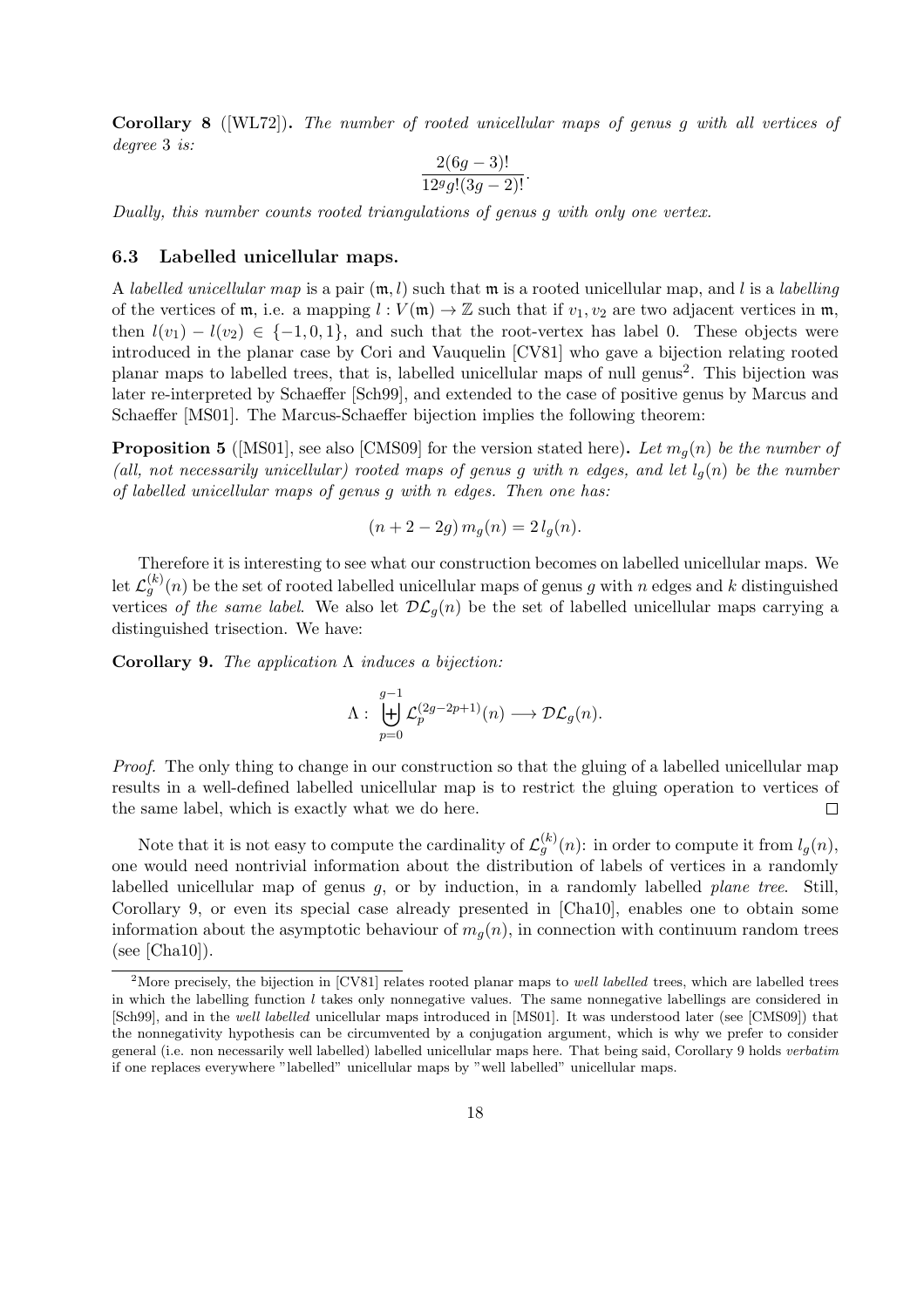**Corollary 8** ([WL72])**.** *The number of rooted unicellular maps of genus $g$ with all vertices of degree 3 is:*

$$\frac{2(6g-3)!}{12^g g!(3g-2)!}.$$

*Dually, this number counts rooted triangulations of genus $g$ with only one vertex.*

### 6.3 Labelled unicellular maps.

A *labelled unicellular map* is a pair $(\mathfrak{m}, l)$ such that $\mathfrak{m}$ is a rooted unicellular map, and $l$ is a *labelling* of the vertices of $\mathfrak{m}$, i.e. a mapping $l : V(\mathfrak{m}) \to \mathbb{Z}$ such that if $v_1, v_2$ are two adjacent vertices in $\mathfrak{m}$, then $l(v_1) - l(v_2) \in \{-1, 0, 1\}$, and such that the root-vertex has label 0. These objects were introduced in the planar case by Cori and Vauquelin [CV81] who gave a bijection relating rooted planar maps to labelled trees, that is, labelled unicellular maps of null genus[2]. This bijection was later re-interpreted by Schaeffer [Sch99], and extended to the case of positive genus by Marcus and Schaeffer [MS01]. The Marcus-Schaeffer bijection implies the following theorem:

**Proposition 5** ([MS01], see also [CMS09] for the version stated here)**.** *Let $m_g(n)$ be the number of (all, not necessarily unicellular) rooted maps of genus $g$ with $n$ edges, and let $l_g(n)$ be the number of labelled unicellular maps of genus $g$ with $n$ edges. Then one has:*

$$(n + 2 - 2g)\, m_g(n) = 2\, l_g(n).$$

Therefore it is interesting to see what our construction becomes on labelled unicellular maps. We let $\mathcal{L}_g^{(k)}(n)$ be the set of rooted labelled unicellular maps of genus $g$ with $n$ edges and $k$ distinguished vertices *of the same label*. We also let $\mathcal{DL}_g(n)$ be the set of labelled unicellular maps carrying a distinguished trisection. We have:

**Corollary 9.** *The application $\Lambda$ induces a bijection:*

$$\Lambda : \biguplus_{p=0}^{g-1} \mathcal{L}_p^{(2g-2p+1)}(n) \longrightarrow \mathcal{DL}_g(n).$$

*Proof.* The only thing to change in our construction so that the gluing of a labelled unicellular map results in a well-defined labelled unicellular map is to restrict the gluing operation to vertices of the same label, which is exactly what we do here. $\square$

Note that it is not easy to compute the cardinality of $\mathcal{L}_g^{(k)}(n)$: in order to compute it from $l_g(n)$, one would need nontrivial information about the distribution of labels of vertices in a randomly labelled unicellular map of genus $g$, or by induction, in a randomly labelled *plane tree*. Still, Corollary 9, or even its special case already presented in [Cha10], enables one to obtain some information about the asymptotic behaviour of $m_g(n)$, in connection with continuum random trees (see [Cha10]).

---

[2] More precisely, the bijection in [CV81] relates rooted planar maps to *well labelled* trees, which are labelled trees in which the labelling function $l$ takes only nonnegative values. The same nonnegative labellings are considered in [Sch99], and in the *well labelled* unicellular maps introduced in [MS01]. It was understood later (see [CMS09]) that the nonnegativity hypothesis can be circumvented by a conjugation argument, which is why we prefer to consider general (i.e. non necessarily well labelled) labelled unicellular maps here. That being said, Corollary 9 holds *verbatim* if one replaces everywhere "labelled" unicellular maps by "well labelled" unicellular maps.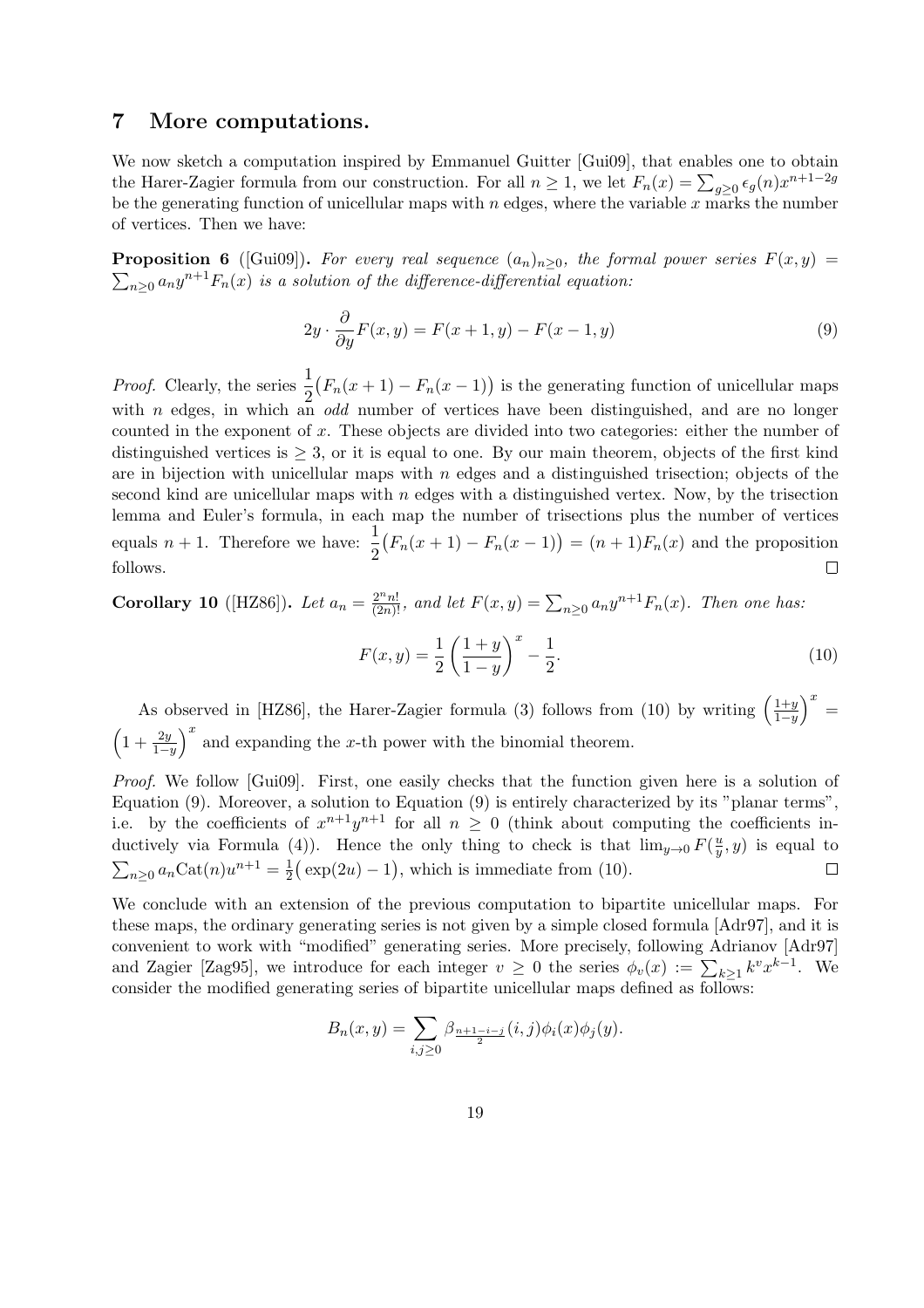## 7 More computations.

We now sketch a computation inspired by Emmanuel Guitter [Gui09], that enables one to obtain the Harer-Zagier formula from our construction. For all $n \geq 1$, we let $F_n(x) = \sum_{g\geq 0} \epsilon_g(n) x^{n+1-2g}$ be the generating function of unicellular maps with $n$ edges, where the variable $x$ marks the number of vertices. Then we have:

**Proposition 6** ([Gui09]). *For every real sequence $(a_n)_{n\geq 0}$, the formal power series $F(x,y) = \sum_{n\geq 0} a_n y^{n+1} F_n(x)$ is a solution of the difference-differential equation:*

$$2y \cdot \frac{\partial}{\partial y} F(x,y) = F(x+1,y) - F(x-1,y) \tag{9}$$

*Proof.* Clearly, the series $\frac{1}{2}\big(F_n(x+1) - F_n(x-1)\big)$ is the generating function of unicellular maps with $n$ edges, in which an *odd* number of vertices have been distinguished, and are no longer counted in the exponent of $x$. These objects are divided into two categories: either the number of distinguished vertices is $\geq 3$, or it is equal to one. By our main theorem, objects of the first kind are in bijection with unicellular maps with $n$ edges and a distinguished trisection; objects of the second kind are unicellular maps with $n$ edges with a distinguished vertex. Now, by the trisection lemma and Euler's formula, in each map the number of trisections plus the number of vertices equals $n+1$. Therefore we have: $\frac{1}{2}\big(F_n(x+1) - F_n(x-1)\big) = (n+1)F_n(x)$ and the proposition follows. $\square$

**Corollary 10** ([HZ86]). *Let $a_n = \frac{2^n n!}{(2n)!}$, and let $F(x,y) = \sum_{n\geq 0} a_n y^{n+1} F_n(x)$. Then one has:*

$$F(x,y) = \frac{1}{2}\left(\frac{1+y}{1-y}\right)^x - \frac{1}{2}. \tag{10}$$

As observed in [HZ86], the Harer-Zagier formula (3) follows from (10) by writing $\left(\frac{1+y}{1-y}\right)^x = \left(1 + \frac{2y}{1-y}\right)^x$ and expanding the $x$-th power with the binomial theorem.

*Proof.* We follow [Gui09]. First, one easily checks that the function given here is a solution of Equation (9). Moreover, a solution to Equation (9) is entirely characterized by its "planar terms", i.e. by the coefficients of $x^{n+1}y^{n+1}$ for all $n \geq 0$ (think about computing the coefficients inductively via Formula (4)). Hence the only thing to check is that $\lim_{y\to 0} F(\frac{u}{y}, y)$ is equal to $\sum_{n\geq 0} a_n \mathrm{Cat}(n) u^{n+1} = \frac{1}{2}\big(\exp(2u) - 1\big)$, which is immediate from (10). $\square$

We conclude with an extension of the previous computation to bipartite unicellular maps. For these maps, the ordinary generating series is not given by a simple closed formula [Adr97], and it is convenient to work with "modified" generating series. More precisely, following Adrianov [Adr97] and Zagier [Zag95], we introduce for each integer $v \geq 0$ the series $\phi_v(x) := \sum_{k\geq 1} k^v x^{k-1}$. We consider the modified generating series of bipartite unicellular maps defined as follows:

$$B_n(x,y) = \sum_{i,j\geq 0} \beta_{\frac{n+1-i-j}{2}}(i,j)\phi_i(x)\phi_j(y).$$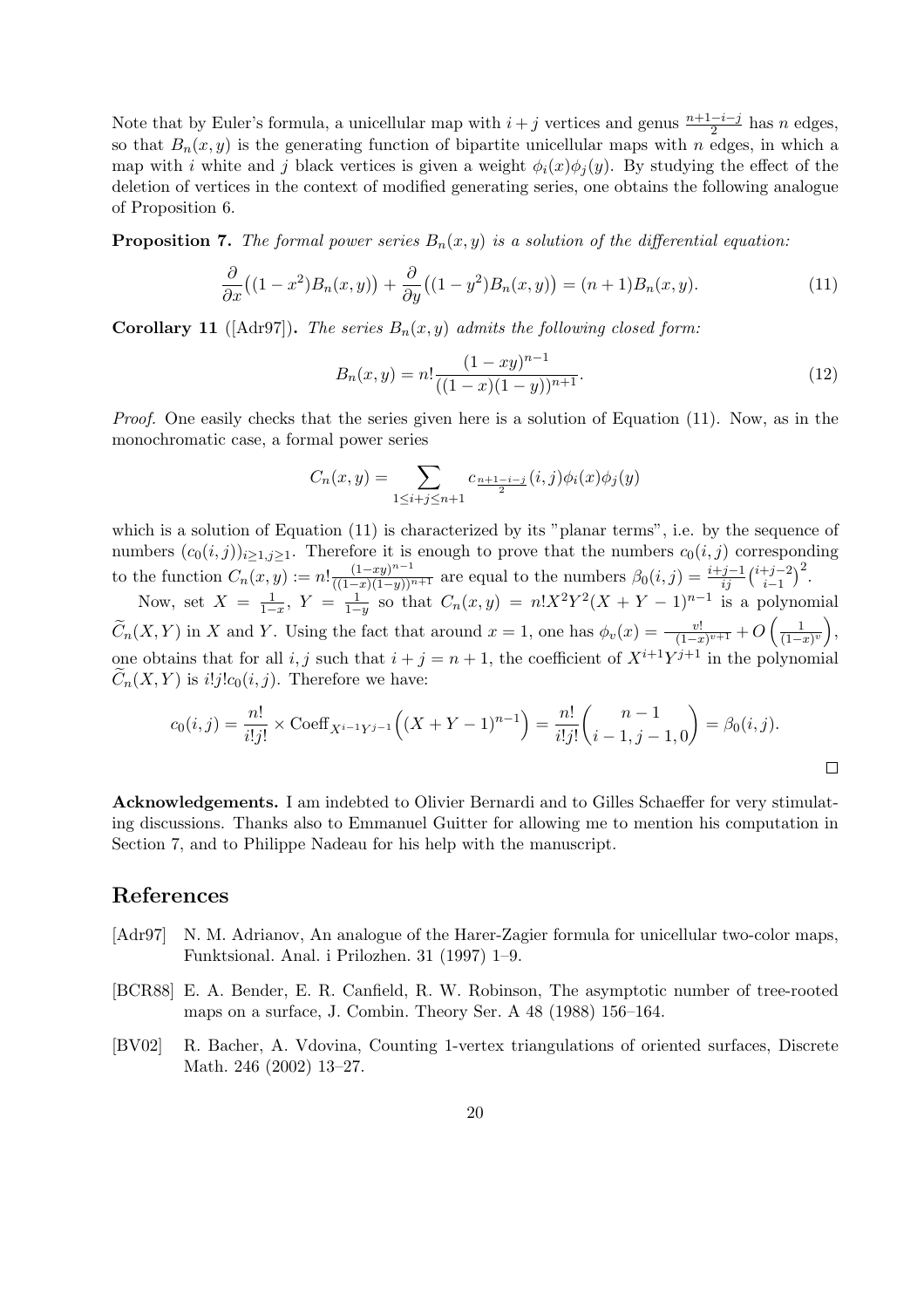Note that by Euler's formula, a unicellular map with $i+j$ vertices and genus $\frac{n+1-i-j}{2}$ has $n$ edges, so that $B_n(x,y)$ is the generating function of bipartite unicellular maps with $n$ edges, in which a map with $i$ white and $j$ black vertices is given a weight $\phi_i(x)\phi_j(y)$. By studying the effect of the deletion of vertices in the context of modified generating series, one obtains the following analogue of Proposition 6.

**Proposition 7.** *The formal power series $B_n(x,y)$ is a solution of the differential equation:*

$$\frac{\partial}{\partial x}\big((1-x^2)B_n(x,y)\big) + \frac{\partial}{\partial y}\big((1-y^2)B_n(x,y)\big) = (n+1)B_n(x,y). \tag{11}$$

**Corollary 11** ([Adr97])**.** *The series $B_n(x,y)$ admits the following closed form:*

$$B_n(x,y) = n!\frac{(1-xy)^{n-1}}{((1-x)(1-y))^{n+1}}. \tag{12}$$

*Proof.* One easily checks that the series given here is a solution of Equation (11). Now, as in the monochromatic case, a formal power series

$$C_n(x,y) = \sum_{1\leq i+j\leq n+1} c_{\frac{n+1-i-j}{2}}(i,j)\phi_i(x)\phi_j(y)$$

which is a solution of Equation (11) is characterized by its "planar terms", i.e. by the sequence of numbers $(c_0(i,j))_{i\geq 1, j\geq 1}$. Therefore it is enough to prove that the numbers $c_0(i,j)$ corresponding to the function $C_n(x,y) := n!\frac{(1-xy)^{n-1}}{((1-x)(1-y))^{n+1}}$ are equal to the numbers $\beta_0(i,j) = \frac{i+j-1}{ij}\binom{i+j-2}{i-1}^2$.

Now, set $X = \frac{1}{1-x}$, $Y = \frac{1}{1-y}$ so that $C_n(x,y) = n!X^2Y^2(X+Y-1)^{n-1}$ is a polynomial $\widetilde{C}_n(X,Y)$ in $X$ and $Y$. Using the fact that around $x=1$, one has $\phi_v(x) = \frac{v!}{(1-x)^{v+1}} + O\left(\frac{1}{(1-x)^v}\right)$, one obtains that for all $i,j$ such that $i+j=n+1$, the coefficient of $X^{i+1}Y^{j+1}$ in the polynomial $\widetilde{C}_n(X,Y)$ is $i!j!c_0(i,j)$. Therefore we have:

$$c_0(i,j) = \frac{n!}{i!j!} \times \mathrm{Coeff}_{X^{i-1}Y^{j-1}}\Big((X+Y-1)^{n-1}\Big) = \frac{n!}{i!j!}\binom{n-1}{i-1, j-1, 0} = \beta_0(i,j).$$

∎

**Acknowledgements.** I am indebted to Olivier Bernardi and to Gilles Schaeffer for very stimulating discussions. Thanks also to Emmanuel Guitter for allowing me to mention his computation in Section 7, and to Philippe Nadeau for his help with the manuscript.

## References

[Adr97] N. M. Adrianov, An analogue of the Harer-Zagier formula for unicellular two-color maps, Funktsional. Anal. i Prilozhen. 31 (1997) 1–9.

[BCR88] E. A. Bender, E. R. Canfield, R. W. Robinson, The asymptotic number of tree-rooted maps on a surface, J. Combin. Theory Ser. A 48 (1988) 156–164.

[BV02] R. Bacher, A. Vdovina, Counting 1-vertex triangulations of oriented surfaces, Discrete Math. 246 (2002) 13–27.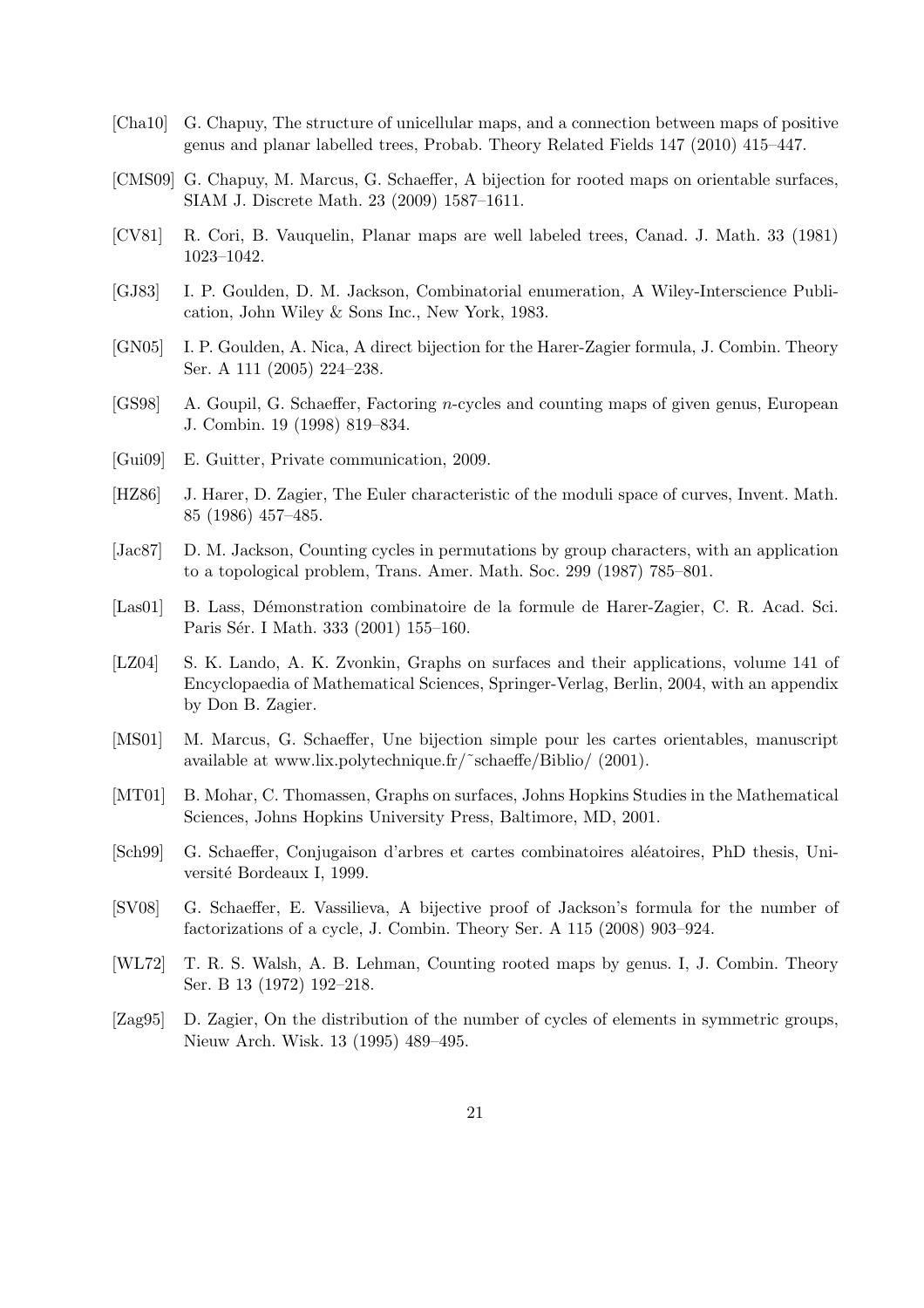[Cha10] G. Chapuy, The structure of unicellular maps, and a connection between maps of positive genus and planar labelled trees, Probab. Theory Related Fields 147 (2010) 415–447.

[CMS09] G. Chapuy, M. Marcus, G. Schaeffer, A bijection for rooted maps on orientable surfaces, SIAM J. Discrete Math. 23 (2009) 1587–1611.

[CV81] R. Cori, B. Vauquelin, Planar maps are well labeled trees, Canad. J. Math. 33 (1981) 1023–1042.

[GJ83] I. P. Goulden, D. M. Jackson, Combinatorial enumeration, A Wiley-Interscience Publication, John Wiley & Sons Inc., New York, 1983.

[GN05] I. P. Goulden, A. Nica, A direct bijection for the Harer-Zagier formula, J. Combin. Theory Ser. A 111 (2005) 224–238.

[GS98] A. Goupil, G. Schaeffer, Factoring $n$-cycles and counting maps of given genus, European J. Combin. 19 (1998) 819–834.

[Gui09] E. Guitter, Private communication, 2009.

[HZ86] J. Harer, D. Zagier, The Euler characteristic of the moduli space of curves, Invent. Math. 85 (1986) 457–485.

[Jac87] D. M. Jackson, Counting cycles in permutations by group characters, with an application to a topological problem, Trans. Amer. Math. Soc. 299 (1987) 785–801.

[Las01] B. Lass, Démonstration combinatoire de la formule de Harer-Zagier, C. R. Acad. Sci. Paris Sér. I Math. 333 (2001) 155–160.

[LZ04] S. K. Lando, A. K. Zvonkin, Graphs on surfaces and their applications, volume 141 of Encyclopaedia of Mathematical Sciences, Springer-Verlag, Berlin, 2004, with an appendix by Don B. Zagier.

[MS01] M. Marcus, G. Schaeffer, Une bijection simple pour les cartes orientables, manuscript available at www.lix.polytechnique.fr/˜schaeffe/Biblio/ (2001).

[MT01] B. Mohar, C. Thomassen, Graphs on surfaces, Johns Hopkins Studies in the Mathematical Sciences, Johns Hopkins University Press, Baltimore, MD, 2001.

[Sch99] G. Schaeffer, Conjugaison d'arbres et cartes combinatoires aléatoires, PhD thesis, Université Bordeaux I, 1999.

[SV08] G. Schaeffer, E. Vassilieva, A bijective proof of Jackson's formula for the number of factorizations of a cycle, J. Combin. Theory Ser. A 115 (2008) 903–924.

[WL72] T. R. S. Walsh, A. B. Lehman, Counting rooted maps by genus. I, J. Combin. Theory Ser. B 13 (1972) 192–218.

[Zag95] D. Zagier, On the distribution of the number of cycles of elements in symmetric groups, Nieuw Arch. Wisk. 13 (1995) 489–495.